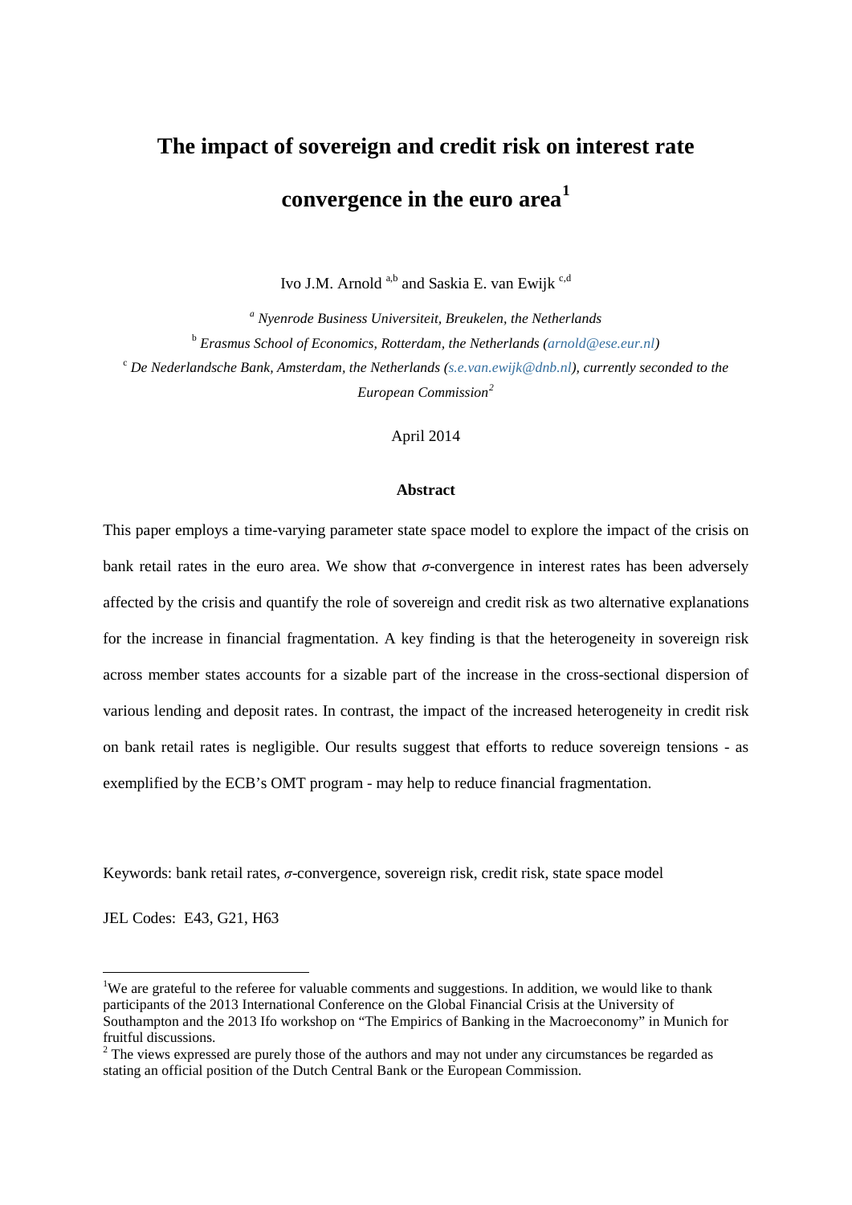# The impact of sovereign and credit risk on interest rate convergence in the euro area[1]

Ivo J.M. Arnold [a,b] and Saskia E. van Ewijk [c,d]

[a] *Nyenrode Business Universiteit, Breukelen, the Netherlands*

[b] *Erasmus School of Economics, Rotterdam, the Netherlands (arnold@ese.eur.nl)*

[c] *De Nederlandsche Bank, Amsterdam, the Netherlands (s.e.van.ewijk@dnb.nl), currently seconded to the European Commission*[2]

April 2014

### Abstract

This paper employs a time-varying parameter state space model to explore the impact of the crisis on bank retail rates in the euro area. We show that $\sigma$-convergence in interest rates has been adversely affected by the crisis and quantify the role of sovereign and credit risk as two alternative explanations for the increase in financial fragmentation. A key finding is that the heterogeneity in sovereign risk across member states accounts for a sizable part of the increase in the cross-sectional dispersion of various lending and deposit rates. In contrast, the impact of the increased heterogeneity in credit risk on bank retail rates is negligible. Our results suggest that efforts to reduce sovereign tensions - as exemplified by the ECB's OMT program - may help to reduce financial fragmentation.

Keywords: bank retail rates, $\sigma$-convergence, sovereign risk, credit risk, state space model

JEL Codes: E43, G21, H63

---

[1] We are grateful to the referee for valuable comments and suggestions. In addition, we would like to thank participants of the 2013 International Conference on the Global Financial Crisis at the University of Southampton and the 2013 Ifo workshop on "The Empirics of Banking in the Macroeconomy" in Munich for fruitful discussions.

[2] The views expressed are purely those of the authors and may not under any circumstances be regarded as stating an official position of the Dutch Central Bank or the European Commission.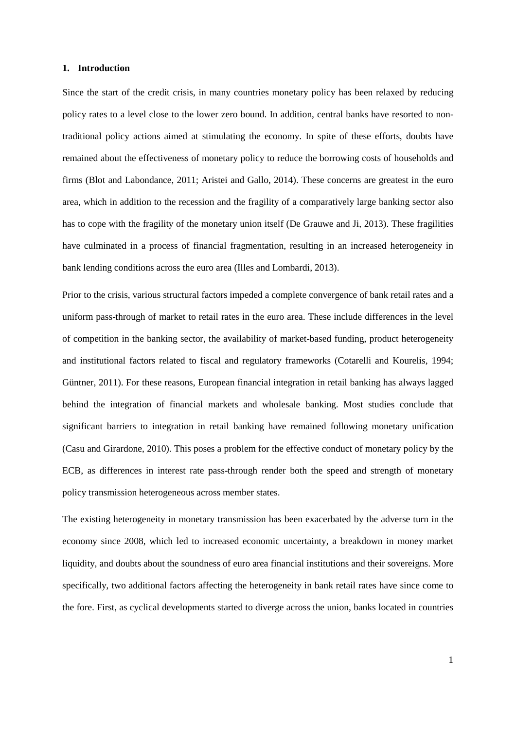## 1. Introduction

Since the start of the credit crisis, in many countries monetary policy has been relaxed by reducing policy rates to a level close to the lower zero bound. In addition, central banks have resorted to non-traditional policy actions aimed at stimulating the economy. In spite of these efforts, doubts have remained about the effectiveness of monetary policy to reduce the borrowing costs of households and firms (Blot and Labondance, 2011; Aristei and Gallo, 2014). These concerns are greatest in the euro area, which in addition to the recession and the fragility of a comparatively large banking sector also has to cope with the fragility of the monetary union itself (De Grauwe and Ji, 2013). These fragilities have culminated in a process of financial fragmentation, resulting in an increased heterogeneity in bank lending conditions across the euro area (Illes and Lombardi, 2013).

Prior to the crisis, various structural factors impeded a complete convergence of bank retail rates and a uniform pass-through of market to retail rates in the euro area. These include differences in the level of competition in the banking sector, the availability of market-based funding, product heterogeneity and institutional factors related to fiscal and regulatory frameworks (Cotarelli and Kourelis, 1994; Güntner, 2011). For these reasons, European financial integration in retail banking has always lagged behind the integration of financial markets and wholesale banking. Most studies conclude that significant barriers to integration in retail banking have remained following monetary unification (Casu and Girardone, 2010). This poses a problem for the effective conduct of monetary policy by the ECB, as differences in interest rate pass-through render both the speed and strength of monetary policy transmission heterogeneous across member states.

The existing heterogeneity in monetary transmission has been exacerbated by the adverse turn in the economy since 2008, which led to increased economic uncertainty, a breakdown in money market liquidity, and doubts about the soundness of euro area financial institutions and their sovereigns. More specifically, two additional factors affecting the heterogeneity in bank retail rates have since come to the fore. First, as cyclical developments started to diverge across the union, banks located in countries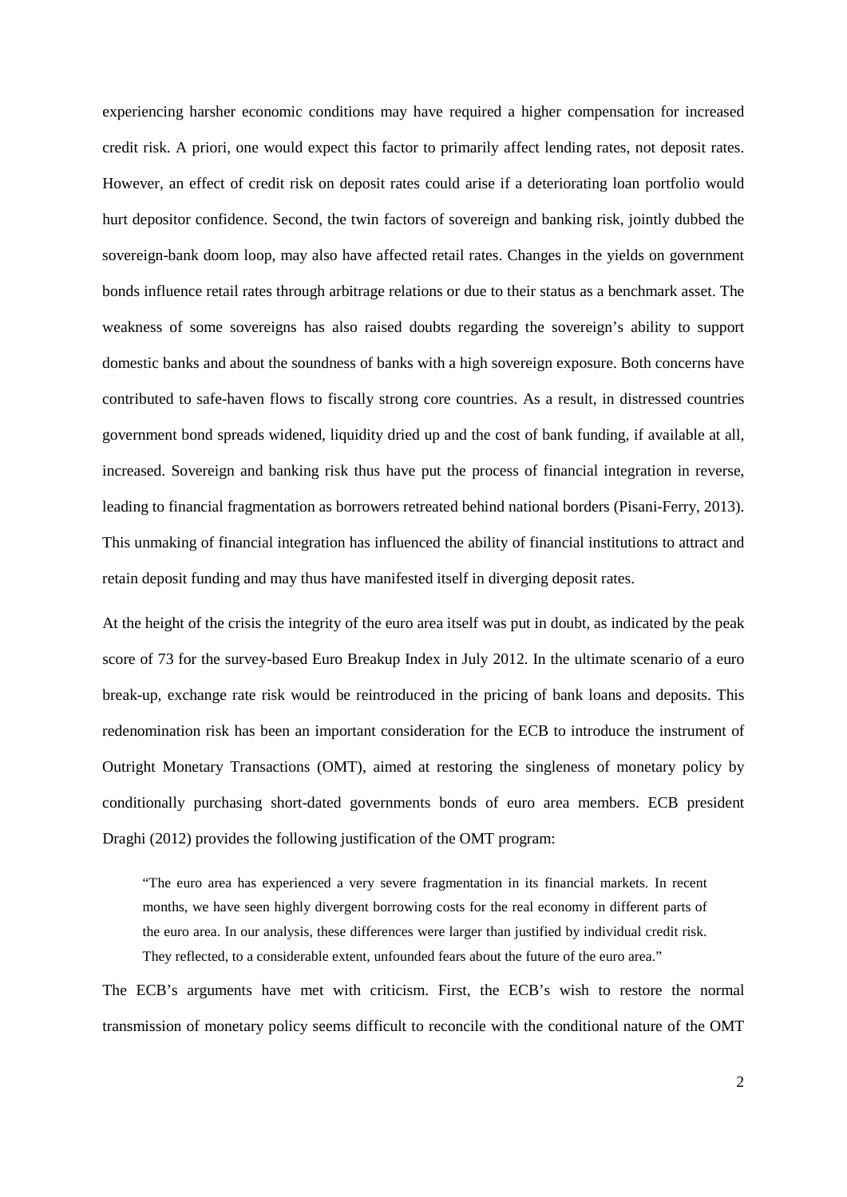experiencing harsher economic conditions may have required a higher compensation for increased credit risk. A priori, one would expect this factor to primarily affect lending rates, not deposit rates. However, an effect of credit risk on deposit rates could arise if a deteriorating loan portfolio would hurt depositor confidence. Second, the twin factors of sovereign and banking risk, jointly dubbed the sovereign-bank doom loop, may also have affected retail rates. Changes in the yields on government bonds influence retail rates through arbitrage relations or due to their status as a benchmark asset. The weakness of some sovereigns has also raised doubts regarding the sovereign's ability to support domestic banks and about the soundness of banks with a high sovereign exposure. Both concerns have contributed to safe-haven flows to fiscally strong core countries. As a result, in distressed countries government bond spreads widened, liquidity dried up and the cost of bank funding, if available at all, increased. Sovereign and banking risk thus have put the process of financial integration in reverse, leading to financial fragmentation as borrowers retreated behind national borders (Pisani-Ferry, 2013). This unmaking of financial integration has influenced the ability of financial institutions to attract and retain deposit funding and may thus have manifested itself in diverging deposit rates.

At the height of the crisis the integrity of the euro area itself was put in doubt, as indicated by the peak score of 73 for the survey-based Euro Breakup Index in July 2012. In the ultimate scenario of a euro break-up, exchange rate risk would be reintroduced in the pricing of bank loans and deposits. This redenomination risk has been an important consideration for the ECB to introduce the instrument of Outright Monetary Transactions (OMT), aimed at restoring the singleness of monetary policy by conditionally purchasing short-dated governments bonds of euro area members. ECB president Draghi (2012) provides the following justification of the OMT program:

> "The euro area has experienced a very severe fragmentation in its financial markets. In recent months, we have seen highly divergent borrowing costs for the real economy in different parts of the euro area. In our analysis, these differences were larger than justified by individual credit risk. They reflected, to a considerable extent, unfounded fears about the future of the euro area."

The ECB's arguments have met with criticism. First, the ECB's wish to restore the normal transmission of monetary policy seems difficult to reconcile with the conditional nature of the OMT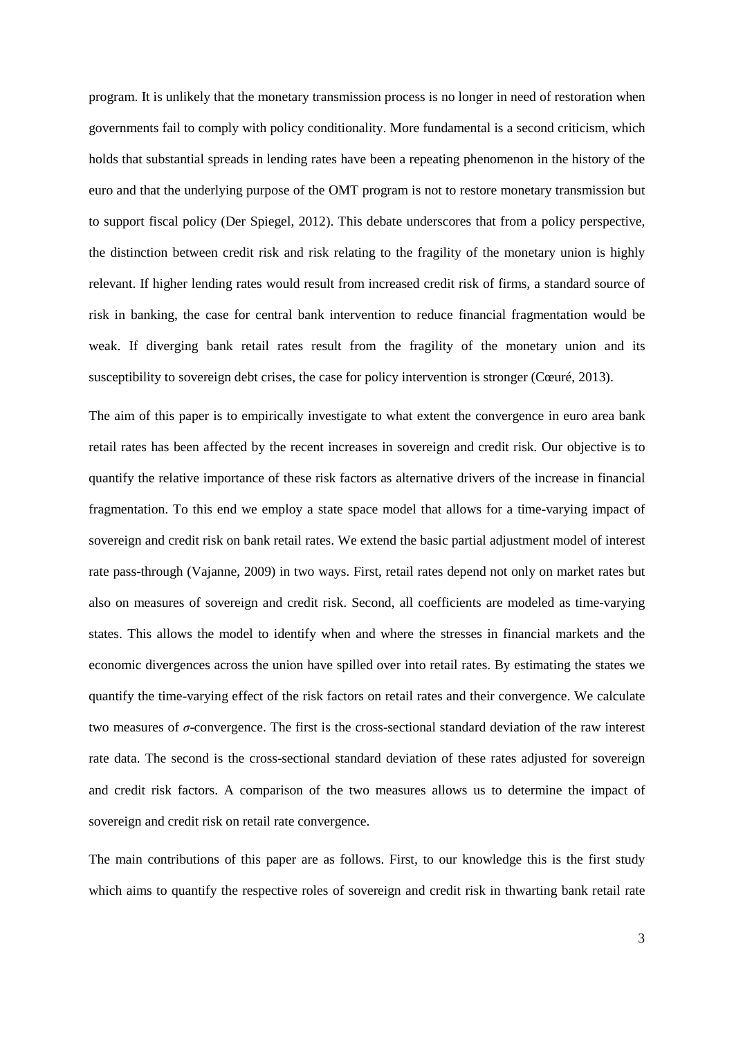program. It is unlikely that the monetary transmission process is no longer in need of restoration when governments fail to comply with policy conditionality. More fundamental is a second criticism, which holds that substantial spreads in lending rates have been a repeating phenomenon in the history of the euro and that the underlying purpose of the OMT program is not to restore monetary transmission but to support fiscal policy (Der Spiegel, 2012). This debate underscores that from a policy perspective, the distinction between credit risk and risk relating to the fragility of the monetary union is highly relevant. If higher lending rates would result from increased credit risk of firms, a standard source of risk in banking, the case for central bank intervention to reduce financial fragmentation would be weak. If diverging bank retail rates result from the fragility of the monetary union and its susceptibility to sovereign debt crises, the case for policy intervention is stronger (Cœuré, 2013).

The aim of this paper is to empirically investigate to what extent the convergence in euro area bank retail rates has been affected by the recent increases in sovereign and credit risk. Our objective is to quantify the relative importance of these risk factors as alternative drivers of the increase in financial fragmentation. To this end we employ a state space model that allows for a time-varying impact of sovereign and credit risk on bank retail rates. We extend the basic partial adjustment model of interest rate pass-through (Vajanne, 2009) in two ways. First, retail rates depend not only on market rates but also on measures of sovereign and credit risk. Second, all coefficients are modeled as time-varying states. This allows the model to identify when and where the stresses in financial markets and the economic divergences across the union have spilled over into retail rates. By estimating the states we quantify the time-varying effect of the risk factors on retail rates and their convergence. We calculate two measures of $\sigma$-convergence. The first is the cross-sectional standard deviation of the raw interest rate data. The second is the cross-sectional standard deviation of these rates adjusted for sovereign and credit risk factors. A comparison of the two measures allows us to determine the impact of sovereign and credit risk on retail rate convergence.

The main contributions of this paper are as follows. First, to our knowledge this is the first study which aims to quantify the respective roles of sovereign and credit risk in thwarting bank retail rate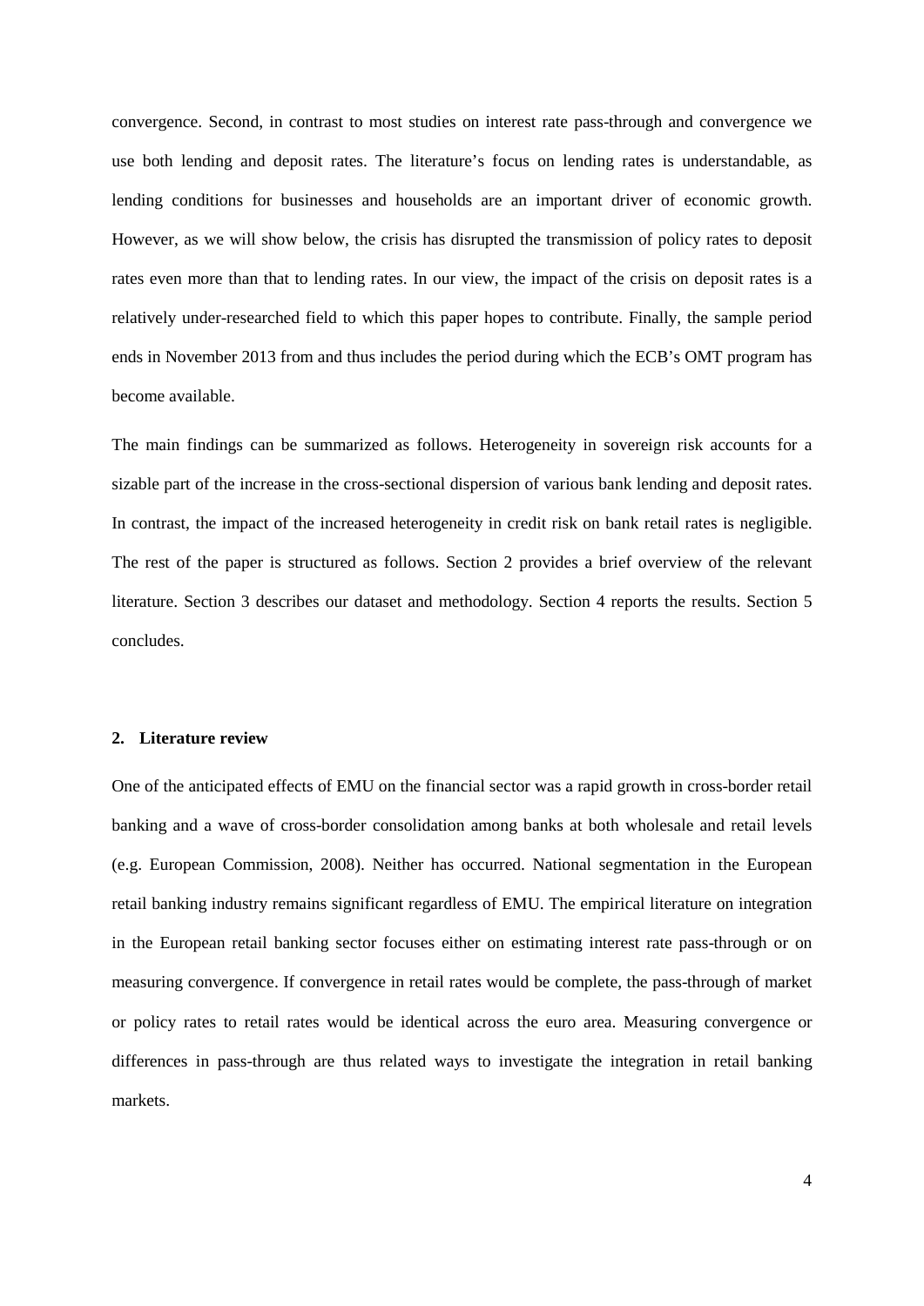convergence. Second, in contrast to most studies on interest rate pass-through and convergence we use both lending and deposit rates. The literature's focus on lending rates is understandable, as lending conditions for businesses and households are an important driver of economic growth. However, as we will show below, the crisis has disrupted the transmission of policy rates to deposit rates even more than that to lending rates. In our view, the impact of the crisis on deposit rates is a relatively under-researched field to which this paper hopes to contribute. Finally, the sample period ends in November 2013 from and thus includes the period during which the ECB's OMT program has become available.

The main findings can be summarized as follows. Heterogeneity in sovereign risk accounts for a sizable part of the increase in the cross-sectional dispersion of various bank lending and deposit rates. In contrast, the impact of the increased heterogeneity in credit risk on bank retail rates is negligible. The rest of the paper is structured as follows. Section 2 provides a brief overview of the relevant literature. Section 3 describes our dataset and methodology. Section 4 reports the results. Section 5 concludes.

## 2. Literature review

One of the anticipated effects of EMU on the financial sector was a rapid growth in cross-border retail banking and a wave of cross-border consolidation among banks at both wholesale and retail levels (e.g. European Commission, 2008). Neither has occurred. National segmentation in the European retail banking industry remains significant regardless of EMU. The empirical literature on integration in the European retail banking sector focuses either on estimating interest rate pass-through or on measuring convergence. If convergence in retail rates would be complete, the pass-through of market or policy rates to retail rates would be identical across the euro area. Measuring convergence or differences in pass-through are thus related ways to investigate the integration in retail banking markets.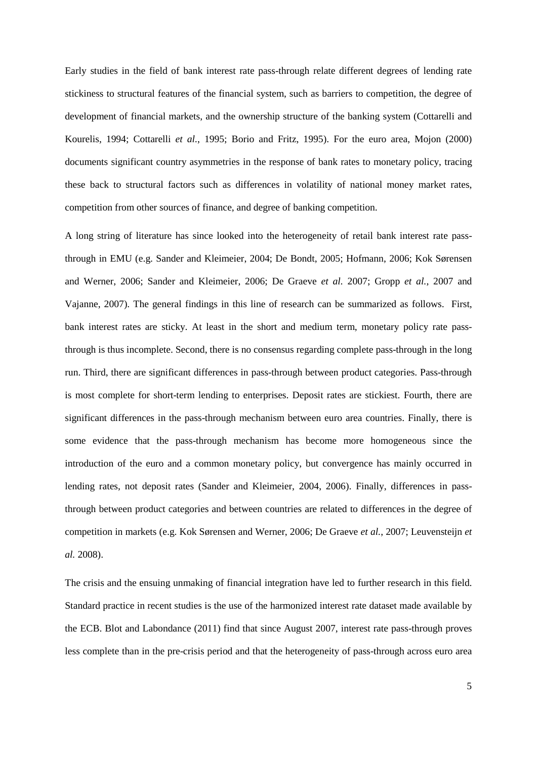Early studies in the field of bank interest rate pass-through relate different degrees of lending rate stickiness to structural features of the financial system, such as barriers to competition, the degree of development of financial markets, and the ownership structure of the banking system (Cottarelli and Kourelis, 1994; Cottarelli *et al.*, 1995; Borio and Fritz, 1995). For the euro area, Mojon (2000) documents significant country asymmetries in the response of bank rates to monetary policy, tracing these back to structural factors such as differences in volatility of national money market rates, competition from other sources of finance, and degree of banking competition.

A long string of literature has since looked into the heterogeneity of retail bank interest rate pass-through in EMU (e.g. Sander and Kleimeier, 2004; De Bondt, 2005; Hofmann, 2006; Kok Sørensen and Werner, 2006; Sander and Kleimeier, 2006; De Graeve *et al.* 2007; Gropp *et al.*, 2007 and Vajanne, 2007). The general findings in this line of research can be summarized as follows. First, bank interest rates are sticky. At least in the short and medium term, monetary policy rate pass-through is thus incomplete. Second, there is no consensus regarding complete pass-through in the long run. Third, there are significant differences in pass-through between product categories. Pass-through is most complete for short-term lending to enterprises. Deposit rates are stickiest. Fourth, there are significant differences in the pass-through mechanism between euro area countries. Finally, there is some evidence that the pass-through mechanism has become more homogeneous since the introduction of the euro and a common monetary policy, but convergence has mainly occurred in lending rates, not deposit rates (Sander and Kleimeier, 2004, 2006). Finally, differences in pass-through between product categories and between countries are related to differences in the degree of competition in markets (e.g. Kok Sørensen and Werner, 2006; De Graeve *et al.*, 2007; Leuvensteijn *et al.* 2008).

The crisis and the ensuing unmaking of financial integration have led to further research in this field. Standard practice in recent studies is the use of the harmonized interest rate dataset made available by the ECB. Blot and Labondance (2011) find that since August 2007, interest rate pass-through proves less complete than in the pre-crisis period and that the heterogeneity of pass-through across euro area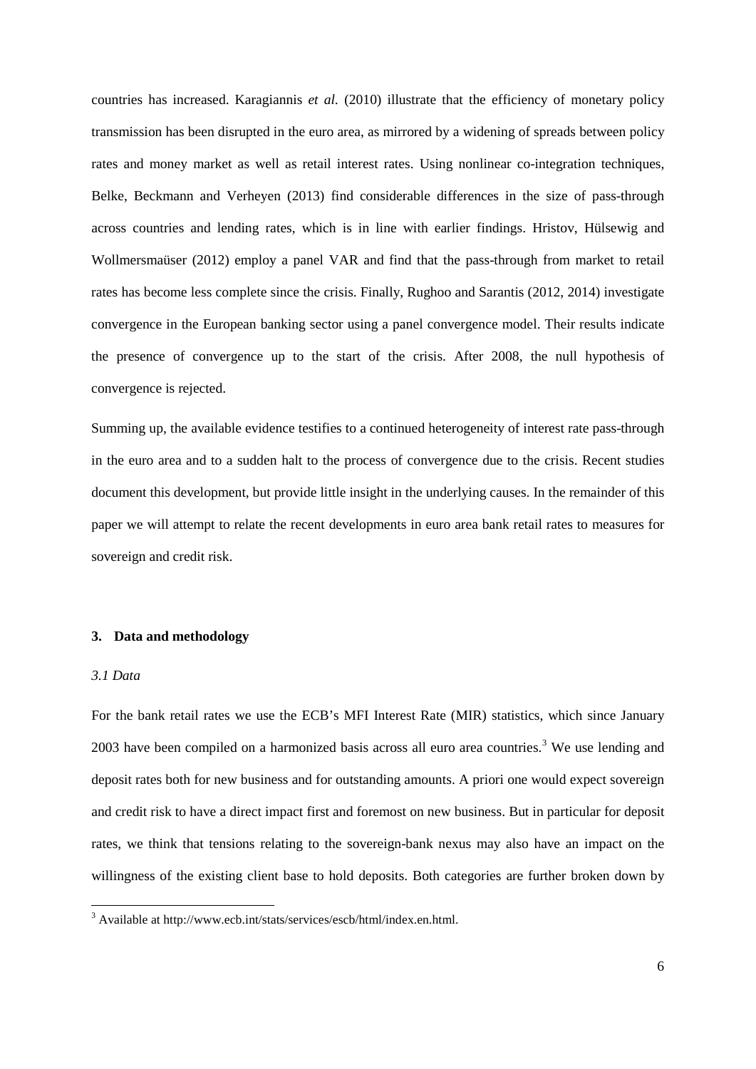countries has increased. Karagiannis *et al*. (2010) illustrate that the efficiency of monetary policy transmission has been disrupted in the euro area, as mirrored by a widening of spreads between policy rates and money market as well as retail interest rates. Using nonlinear co-integration techniques, Belke, Beckmann and Verheyen (2013) find considerable differences in the size of pass-through across countries and lending rates, which is in line with earlier findings. Hristov, Hülsewig and Wollmersmaüser (2012) employ a panel VAR and find that the pass-through from market to retail rates has become less complete since the crisis. Finally, Rughoo and Sarantis (2012, 2014) investigate convergence in the European banking sector using a panel convergence model. Their results indicate the presence of convergence up to the start of the crisis. After 2008, the null hypothesis of convergence is rejected.

Summing up, the available evidence testifies to a continued heterogeneity of interest rate pass-through in the euro area and to a sudden halt to the process of convergence due to the crisis. Recent studies document this development, but provide little insight in the underlying causes. In the remainder of this paper we will attempt to relate the recent developments in euro area bank retail rates to measures for sovereign and credit risk.

## 3. Data and methodology

### *3.1 Data*

For the bank retail rates we use the ECB's MFI Interest Rate (MIR) statistics, which since January 2003 have been compiled on a harmonized basis across all euro area countries.[3] We use lending and deposit rates both for new business and for outstanding amounts. A priori one would expect sovereign and credit risk to have a direct impact first and foremost on new business. But in particular for deposit rates, we think that tensions relating to the sovereign-bank nexus may also have an impact on the willingness of the existing client base to hold deposits. Both categories are further broken down by

[3] Available at http://www.ecb.int/stats/services/escb/html/index.en.html.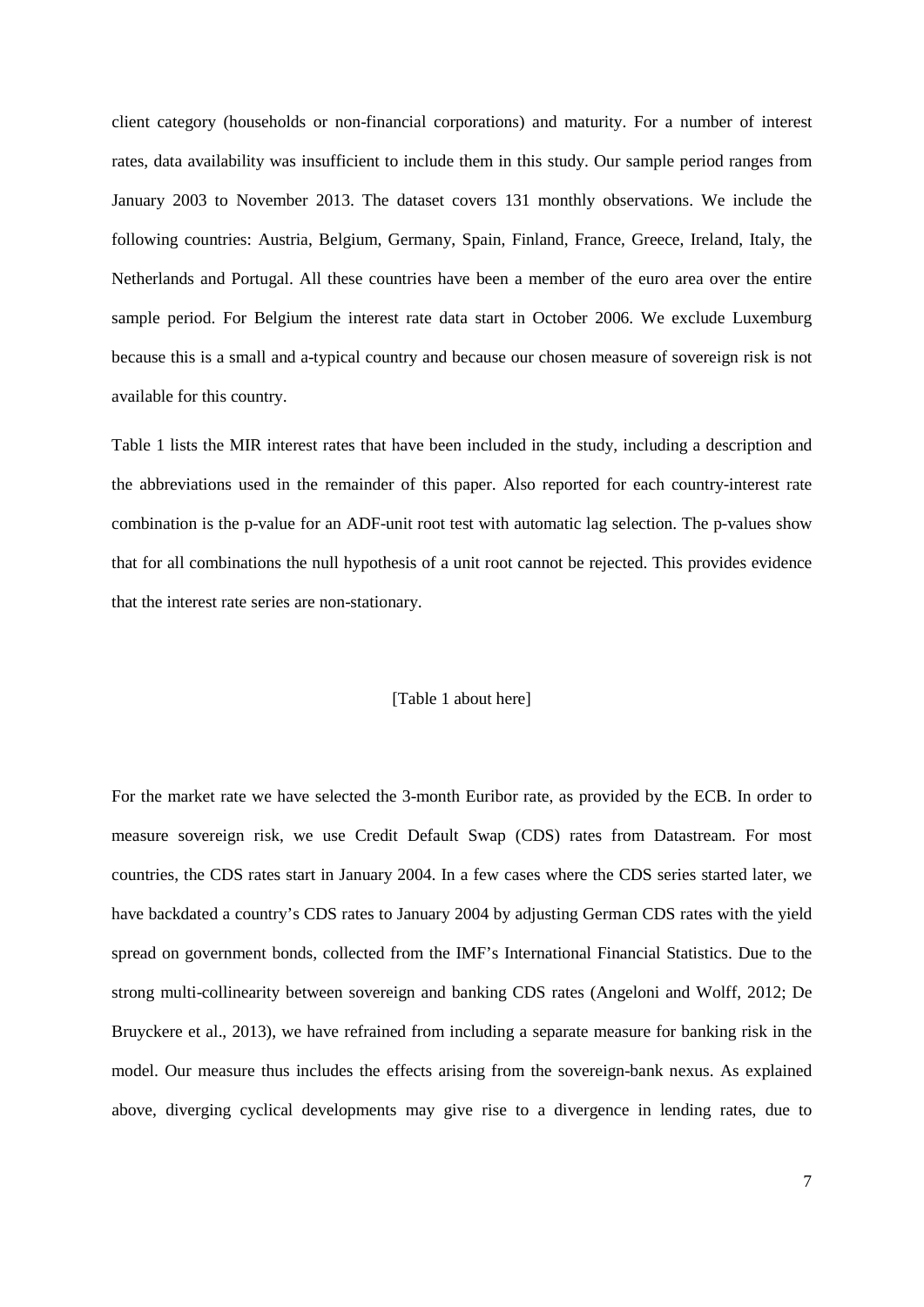client category (households or non-financial corporations) and maturity. For a number of interest rates, data availability was insufficient to include them in this study. Our sample period ranges from January 2003 to November 2013. The dataset covers 131 monthly observations. We include the following countries: Austria, Belgium, Germany, Spain, Finland, France, Greece, Ireland, Italy, the Netherlands and Portugal. All these countries have been a member of the euro area over the entire sample period. For Belgium the interest rate data start in October 2006. We exclude Luxemburg because this is a small and a-typical country and because our chosen measure of sovereign risk is not available for this country.

Table 1 lists the MIR interest rates that have been included in the study, including a description and the abbreviations used in the remainder of this paper. Also reported for each country-interest rate combination is the p-value for an ADF-unit root test with automatic lag selection. The p-values show that for all combinations the null hypothesis of a unit root cannot be rejected. This provides evidence that the interest rate series are non-stationary.

[Table 1 about here]

For the market rate we have selected the 3-month Euribor rate, as provided by the ECB. In order to measure sovereign risk, we use Credit Default Swap (CDS) rates from Datastream. For most countries, the CDS rates start in January 2004. In a few cases where the CDS series started later, we have backdated a country's CDS rates to January 2004 by adjusting German CDS rates with the yield spread on government bonds, collected from the IMF's International Financial Statistics. Due to the strong multi-collinearity between sovereign and banking CDS rates (Angeloni and Wolff, 2012; De Bruyckere et al., 2013), we have refrained from including a separate measure for banking risk in the model. Our measure thus includes the effects arising from the sovereign-bank nexus. As explained above, diverging cyclical developments may give rise to a divergence in lending rates, due to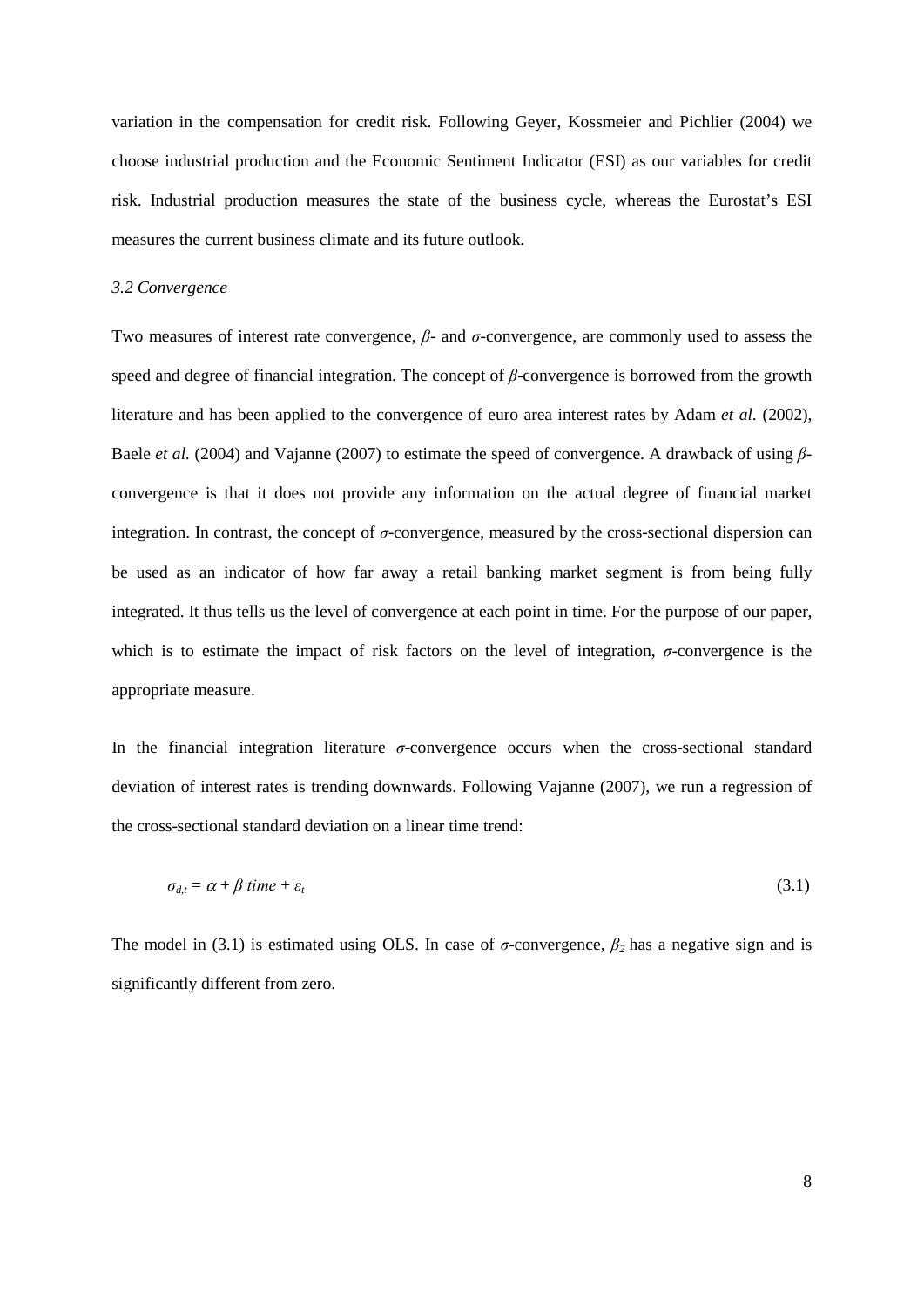variation in the compensation for credit risk. Following Geyer, Kossmeier and Pichlier (2004) we choose industrial production and the Economic Sentiment Indicator (ESI) as our variables for credit risk. Industrial production measures the state of the business cycle, whereas the Eurostat's ESI measures the current business climate and its future outlook.

### *3.2 Convergence*

Two measures of interest rate convergence, $\beta$- and $\sigma$-convergence, are commonly used to assess the speed and degree of financial integration. The concept of $\beta$-convergence is borrowed from the growth literature and has been applied to the convergence of euro area interest rates by Adam *et al.* (2002), Baele *et al.* (2004) and Vajanne (2007) to estimate the speed of convergence. A drawback of using $\beta$-convergence is that it does not provide any information on the actual degree of financial market integration. In contrast, the concept of $\sigma$-convergence, measured by the cross-sectional dispersion can be used as an indicator of how far away a retail banking market segment is from being fully integrated. It thus tells us the level of convergence at each point in time. For the purpose of our paper, which is to estimate the impact of risk factors on the level of integration, $\sigma$-convergence is the appropriate measure.

In the financial integration literature $\sigma$-convergence occurs when the cross-sectional standard deviation of interest rates is trending downwards. Following Vajanne (2007), we run a regression of the cross-sectional standard deviation on a linear time trend:

$$\sigma_{d,t} = \alpha + \beta \; time + \varepsilon_t \tag{3.1}$$

The model in (3.1) is estimated using OLS. In case of $\sigma$-convergence, $\beta_2$ has a negative sign and is significantly different from zero.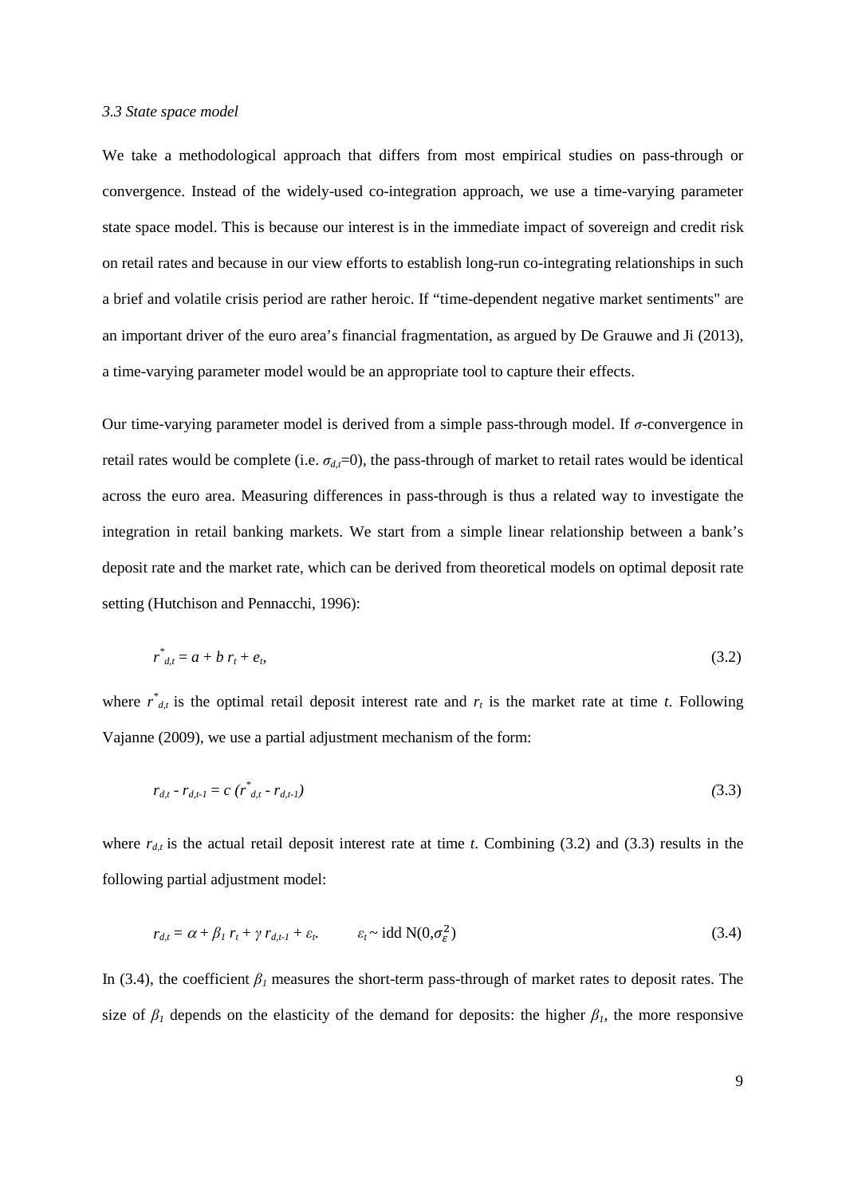*3.3 State space model*

We take a methodological approach that differs from most empirical studies on pass-through or convergence. Instead of the widely-used co-integration approach, we use a time-varying parameter state space model. This is because our interest is in the immediate impact of sovereign and credit risk on retail rates and because in our view efforts to establish long-run co-integrating relationships in such a brief and volatile crisis period are rather heroic. If "time-dependent negative market sentiments" are an important driver of the euro area's financial fragmentation, as argued by De Grauwe and Ji (2013), a time-varying parameter model would be an appropriate tool to capture their effects.

Our time-varying parameter model is derived from a simple pass-through model. If $\sigma$-convergence in retail rates would be complete (i.e. $\sigma_{d,t}=0$), the pass-through of market to retail rates would be identical across the euro area. Measuring differences in pass-through is thus a related way to investigate the integration in retail banking markets. We start from a simple linear relationship between a bank's deposit rate and the market rate, which can be derived from theoretical models on optimal deposit rate setting (Hutchison and Pennacchi, 1996):

$$r^{*}_{d,t} = a + b\, r_t + e_t, \tag{3.2}$$

where $r^{*}_{d,t}$ is the optimal retail deposit interest rate and $r_t$ is the market rate at time $t$. Following Vajanne (2009), we use a partial adjustment mechanism of the form:

$$r_{d,t} - r_{d,t-1} = c\,(r^{*}_{d,t} - r_{d,t-1}) \tag{3.3}$$

where $r_{d,t}$ is the actual retail deposit interest rate at time $t$. Combining (3.2) and (3.3) results in the following partial adjustment model:

$$r_{d,t} = \alpha + \beta_1\, r_t + \gamma\, r_{d,t-1} + \varepsilon_t. \qquad \varepsilon_t \sim \text{idd } N(0,\sigma_{\varepsilon}^{2}) \tag{3.4}$$

In (3.4), the coefficient $\beta_1$ measures the short-term pass-through of market rates to deposit rates. The size of $\beta_1$ depends on the elasticity of the demand for deposits: the higher $\beta_1$, the more responsive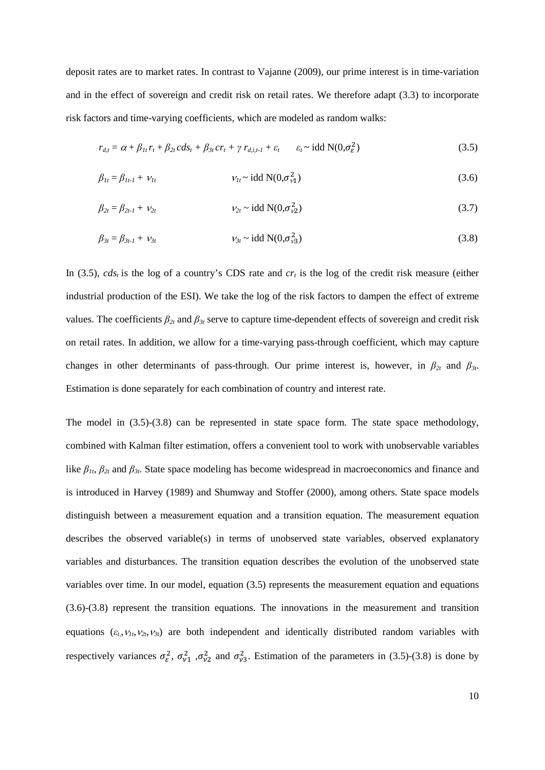deposit rates are to market rates. In contrast to Vajanne (2009), our prime interest is in time-variation and in the effect of sovereign and credit risk on retail rates. We therefore adapt (3.3) to incorporate risk factors and time-varying coefficients, which are modeled as random walks:

$$r_{d,t} = \alpha + \beta_{1t} r_t + \beta_{2t} cds_t + \beta_{3t} cr_t + \gamma\, r_{d,i,t-1} + \varepsilon_t \qquad \varepsilon_t \sim \text{idd N}(0,\sigma_\varepsilon^2) \tag{3.5}$$

$$\beta_{1t} = \beta_{1t-1} + \nu_{1t} \qquad \nu_{1t} \sim \text{idd N}(0,\sigma_{\nu 1}^2) \tag{3.6}$$

$$\beta_{2t} = \beta_{2t-1} + \nu_{2t} \qquad \nu_{2t} \sim \text{idd N}(0,\sigma_{\nu 2}^2) \tag{3.7}$$

$$\beta_{3t} = \beta_{3t-1} + \nu_{3t} \qquad \nu_{3t} \sim \text{idd N}(0,\sigma_{\nu 3}^2) \tag{3.8}$$

In (3.5), $cds_t$ is the log of a country's CDS rate and $cr_t$ is the log of the credit risk measure (either industrial production of the ESI). We take the log of the risk factors to dampen the effect of extreme values. The coefficients $\beta_{2t}$ and $\beta_{3t}$ serve to capture time-dependent effects of sovereign and credit risk on retail rates. In addition, we allow for a time-varying pass-through coefficient, which may capture changes in other determinants of pass-through. Our prime interest is, however, in $\beta_{2t}$ and $\beta_{3t}$. Estimation is done separately for each combination of country and interest rate.

The model in (3.5)-(3.8) can be represented in state space form. The state space methodology, combined with Kalman filter estimation, offers a convenient tool to work with unobservable variables like $\beta_{1t}$, $\beta_{2t}$ and $\beta_{3t}$. State space modeling has become widespread in macroeconomics and finance and is introduced in Harvey (1989) and Shumway and Stoffer (2000), among others. State space models distinguish between a measurement equation and a transition equation. The measurement equation describes the observed variable(s) in terms of unobserved state variables, observed explanatory variables and disturbances. The transition equation describes the evolution of the unobserved state variables over time. In our model, equation (3.5) represents the measurement equation and equations (3.6)-(3.8) represent the transition equations. The innovations in the measurement and transition equations ($\varepsilon_t, \nu_{1t}, \nu_{2t}, \nu_{3t}$) are both independent and identically distributed random variables with respectively variances $\sigma_\varepsilon^2$, $\sigma_{\nu 1}^2$, $\sigma_{\nu 2}^2$ and $\sigma_{\nu 3}^2$. Estimation of the parameters in (3.5)-(3.8) is done by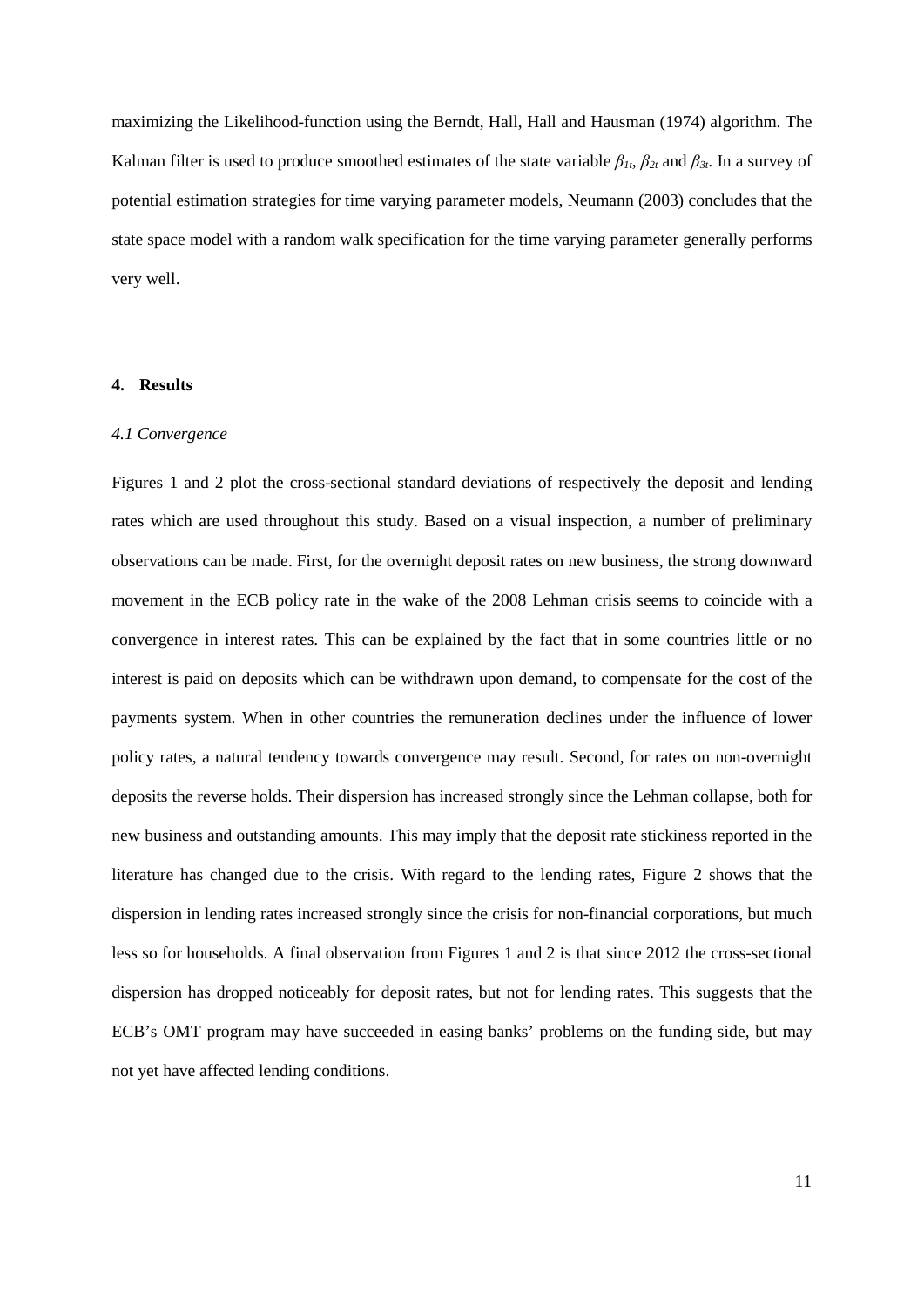maximizing the Likelihood-function using the Berndt, Hall, Hall and Hausman (1974) algorithm. The Kalman filter is used to produce smoothed estimates of the state variable $\beta_{1t}$, $\beta_{2t}$ and $\beta_{3t}$. In a survey of potential estimation strategies for time varying parameter models, Neumann (2003) concludes that the state space model with a random walk specification for the time varying parameter generally performs very well.

## 4. Results

### *4.1 Convergence*

Figures 1 and 2 plot the cross-sectional standard deviations of respectively the deposit and lending rates which are used throughout this study. Based on a visual inspection, a number of preliminary observations can be made. First, for the overnight deposit rates on new business, the strong downward movement in the ECB policy rate in the wake of the 2008 Lehman crisis seems to coincide with a convergence in interest rates. This can be explained by the fact that in some countries little or no interest is paid on deposits which can be withdrawn upon demand, to compensate for the cost of the payments system. When in other countries the remuneration declines under the influence of lower policy rates, a natural tendency towards convergence may result. Second, for rates on non-overnight deposits the reverse holds. Their dispersion has increased strongly since the Lehman collapse, both for new business and outstanding amounts. This may imply that the deposit rate stickiness reported in the literature has changed due to the crisis. With regard to the lending rates, Figure 2 shows that the dispersion in lending rates increased strongly since the crisis for non-financial corporations, but much less so for households. A final observation from Figures 1 and 2 is that since 2012 the cross-sectional dispersion has dropped noticeably for deposit rates, but not for lending rates. This suggests that the ECB's OMT program may have succeeded in easing banks' problems on the funding side, but may not yet have affected lending conditions.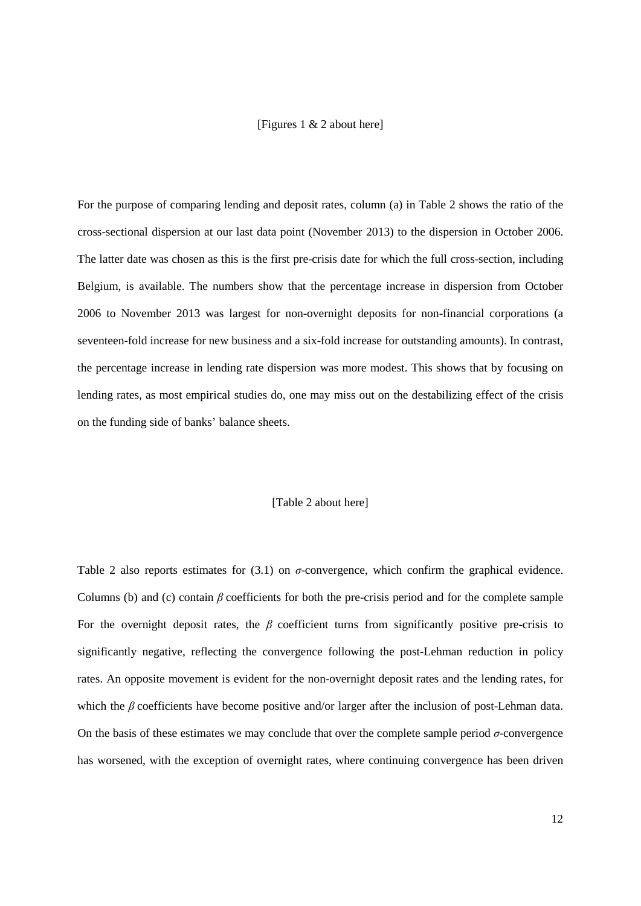[Figures 1 & 2 about here]

For the purpose of comparing lending and deposit rates, column (a) in Table 2 shows the ratio of the cross-sectional dispersion at our last data point (November 2013) to the dispersion in October 2006. The latter date was chosen as this is the first pre-crisis date for which the full cross-section, including Belgium, is available. The numbers show that the percentage increase in dispersion from October 2006 to November 2013 was largest for non-overnight deposits for non-financial corporations (a seventeen-fold increase for new business and a six-fold increase for outstanding amounts). In contrast, the percentage increase in lending rate dispersion was more modest. This shows that by focusing on lending rates, as most empirical studies do, one may miss out on the destabilizing effect of the crisis on the funding side of banks' balance sheets.

[Table 2 about here]

Table 2 also reports estimates for (3.1) on $\sigma$-convergence, which confirm the graphical evidence. Columns (b) and (c) contain $\beta$ coefficients for both the pre-crisis period and for the complete sample For the overnight deposit rates, the $\beta$ coefficient turns from significantly positive pre-crisis to significantly negative, reflecting the convergence following the post-Lehman reduction in policy rates. An opposite movement is evident for the non-overnight deposit rates and the lending rates, for which the $\beta$ coefficients have become positive and/or larger after the inclusion of post-Lehman data. On the basis of these estimates we may conclude that over the complete sample period $\sigma$-convergence has worsened, with the exception of overnight rates, where continuing convergence has been driven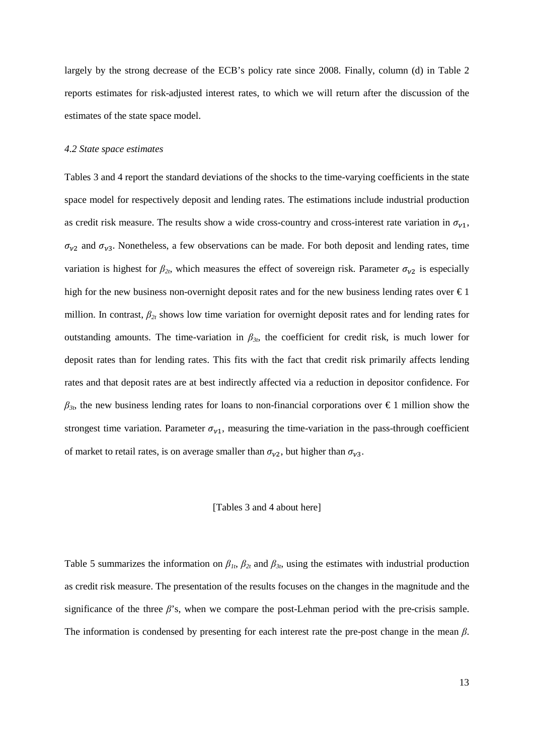largely by the strong decrease of the ECB's policy rate since 2008. Finally, column (d) in Table 2 reports estimates for risk-adjusted interest rates, to which we will return after the discussion of the estimates of the state space model.

### *4.2 State space estimates*

Tables 3 and 4 report the standard deviations of the shocks to the time-varying coefficients in the state space model for respectively deposit and lending rates. The estimations include industrial production as credit risk measure. The results show a wide cross-country and cross-interest rate variation in $\sigma_{v1}$, $\sigma_{v2}$ and $\sigma_{v3}$. Nonetheless, a few observations can be made. For both deposit and lending rates, time variation is highest for $\beta_{2t}$, which measures the effect of sovereign risk. Parameter $\sigma_{v2}$ is especially high for the new business non-overnight deposit rates and for the new business lending rates over € 1 million. In contrast, $\beta_{2t}$ shows low time variation for overnight deposit rates and for lending rates for outstanding amounts. The time-variation in $\beta_{3t}$, the coefficient for credit risk, is much lower for deposit rates than for lending rates. This fits with the fact that credit risk primarily affects lending rates and that deposit rates are at best indirectly affected via a reduction in depositor confidence. For $\beta_{3t}$, the new business lending rates for loans to non-financial corporations over € 1 million show the strongest time variation. Parameter $\sigma_{v1}$, measuring the time-variation in the pass-through coefficient of market to retail rates, is on average smaller than $\sigma_{v2}$, but higher than $\sigma_{v3}$.

[Tables 3 and 4 about here]

Table 5 summarizes the information on $\beta_{1t}$, $\beta_{2t}$ and $\beta_{3t}$, using the estimates with industrial production as credit risk measure. The presentation of the results focuses on the changes in the magnitude and the significance of the three $\beta$'s, when we compare the post-Lehman period with the pre-crisis sample. The information is condensed by presenting for each interest rate the pre-post change in the mean $\beta$.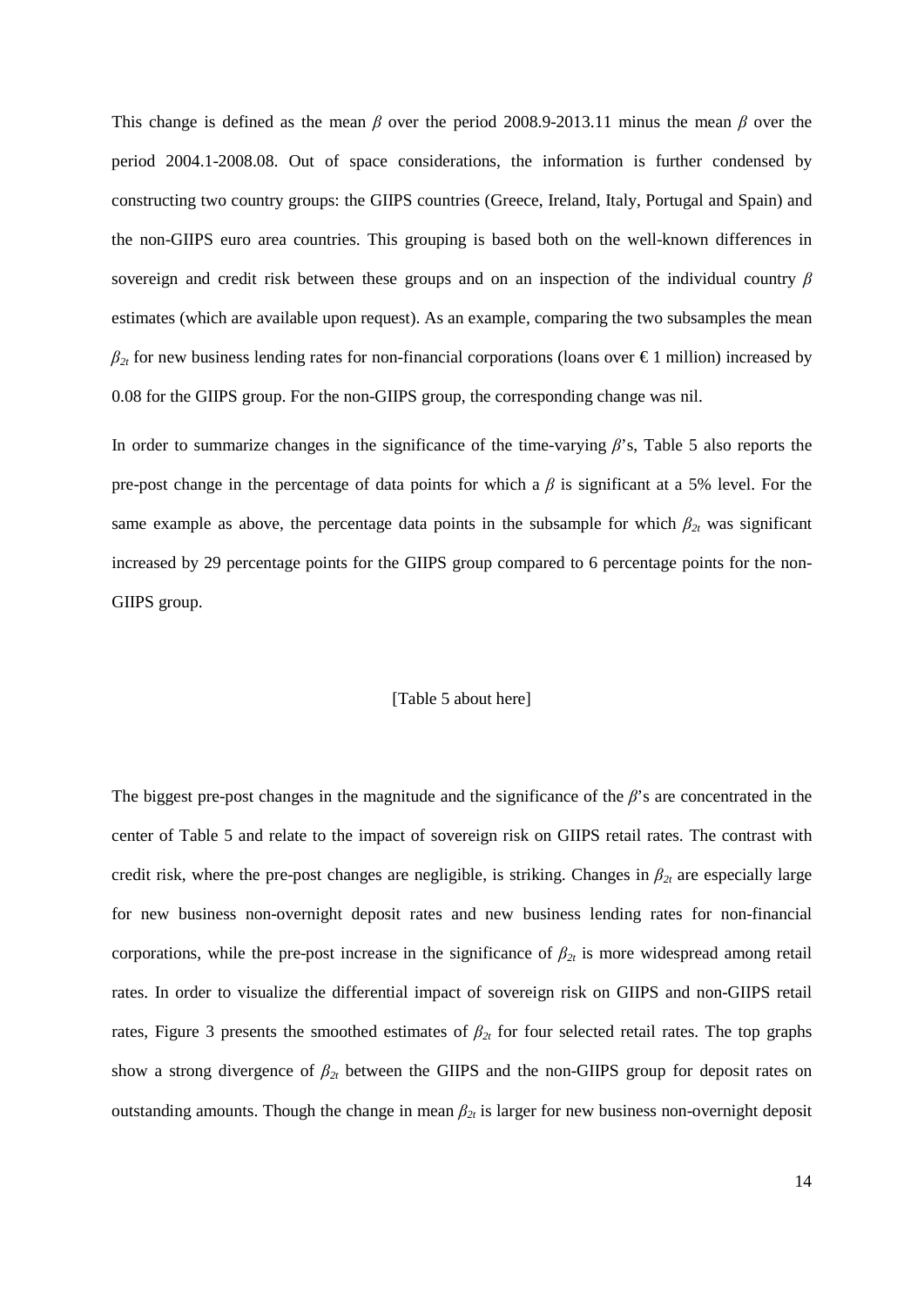This change is defined as the mean $\beta$ over the period 2008.9-2013.11 minus the mean $\beta$ over the period 2004.1-2008.08. Out of space considerations, the information is further condensed by constructing two country groups: the GIIPS countries (Greece, Ireland, Italy, Portugal and Spain) and the non-GIIPS euro area countries. This grouping is based both on the well-known differences in sovereign and credit risk between these groups and on an inspection of the individual country $\beta$ estimates (which are available upon request). As an example, comparing the two subsamples the mean $\beta_{2t}$ for new business lending rates for non-financial corporations (loans over € 1 million) increased by 0.08 for the GIIPS group. For the non-GIIPS group, the corresponding change was nil.

In order to summarize changes in the significance of the time-varying $\beta$'s, Table 5 also reports the pre-post change in the percentage of data points for which a $\beta$ is significant at a 5% level. For the same example as above, the percentage data points in the subsample for which $\beta_{2t}$ was significant increased by 29 percentage points for the GIIPS group compared to 6 percentage points for the non-GIIPS group.

[Table 5 about here]

The biggest pre-post changes in the magnitude and the significance of the $\beta$'s are concentrated in the center of Table 5 and relate to the impact of sovereign risk on GIIPS retail rates. The contrast with credit risk, where the pre-post changes are negligible, is striking. Changes in $\beta_{2t}$ are especially large for new business non-overnight deposit rates and new business lending rates for non-financial corporations, while the pre-post increase in the significance of $\beta_{2t}$ is more widespread among retail rates. In order to visualize the differential impact of sovereign risk on GIIPS and non-GIIPS retail rates, Figure 3 presents the smoothed estimates of $\beta_{2t}$ for four selected retail rates. The top graphs show a strong divergence of $\beta_{2t}$ between the GIIPS and the non-GIIPS group for deposit rates on outstanding amounts. Though the change in mean $\beta_{2t}$ is larger for new business non-overnight deposit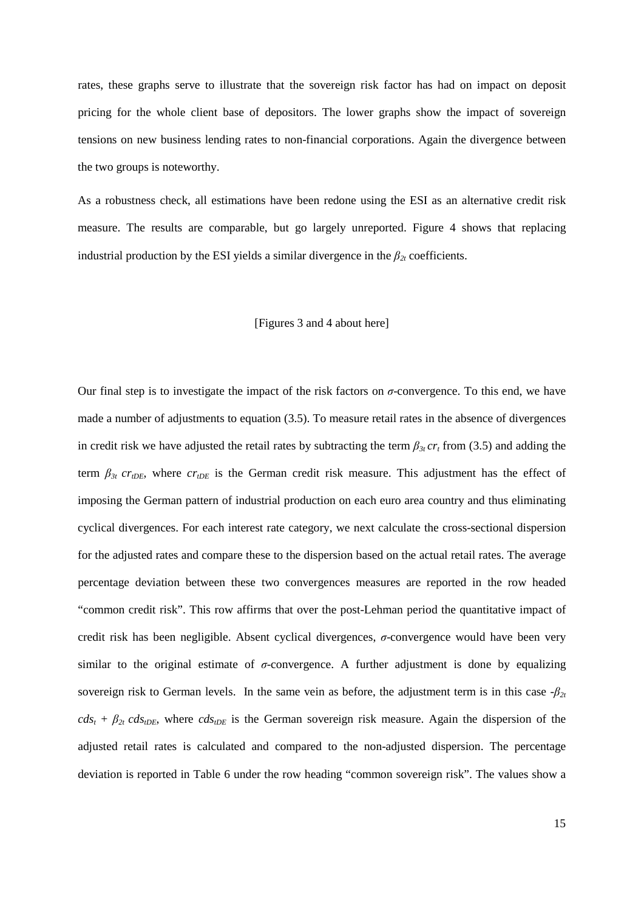rates, these graphs serve to illustrate that the sovereign risk factor has had on impact on deposit pricing for the whole client base of depositors. The lower graphs show the impact of sovereign tensions on new business lending rates to non-financial corporations. Again the divergence between the two groups is noteworthy.

As a robustness check, all estimations have been redone using the ESI as an alternative credit risk measure. The results are comparable, but go largely unreported. Figure 4 shows that replacing industrial production by the ESI yields a similar divergence in the $\beta_{2t}$ coefficients.

[Figures 3 and 4 about here]

Our final step is to investigate the impact of the risk factors on $\sigma$-convergence. To this end, we have made a number of adjustments to equation (3.5). To measure retail rates in the absence of divergences in credit risk we have adjusted the retail rates by subtracting the term $\beta_{3t}\, cr_t$ from (3.5) and adding the term $\beta_{3t}\, cr_{tDE}$, where $cr_{tDE}$ is the German credit risk measure. This adjustment has the effect of imposing the German pattern of industrial production on each euro area country and thus eliminating cyclical divergences. For each interest rate category, we next calculate the cross-sectional dispersion for the adjusted rates and compare these to the dispersion based on the actual retail rates. The average percentage deviation between these two convergences measures are reported in the row headed "common credit risk". This row affirms that over the post-Lehman period the quantitative impact of credit risk has been negligible. Absent cyclical divergences, $\sigma$-convergence would have been very similar to the original estimate of $\sigma$-convergence. A further adjustment is done by equalizing sovereign risk to German levels. In the same vein as before, the adjustment term is in this case $-\beta_{2t}\, cds_t + \beta_{2t}\, cds_{tDE}$, where $cds_{tDE}$ is the German sovereign risk measure. Again the dispersion of the adjusted retail rates is calculated and compared to the non-adjusted dispersion. The percentage deviation is reported in Table 6 under the row heading "common sovereign risk". The values show a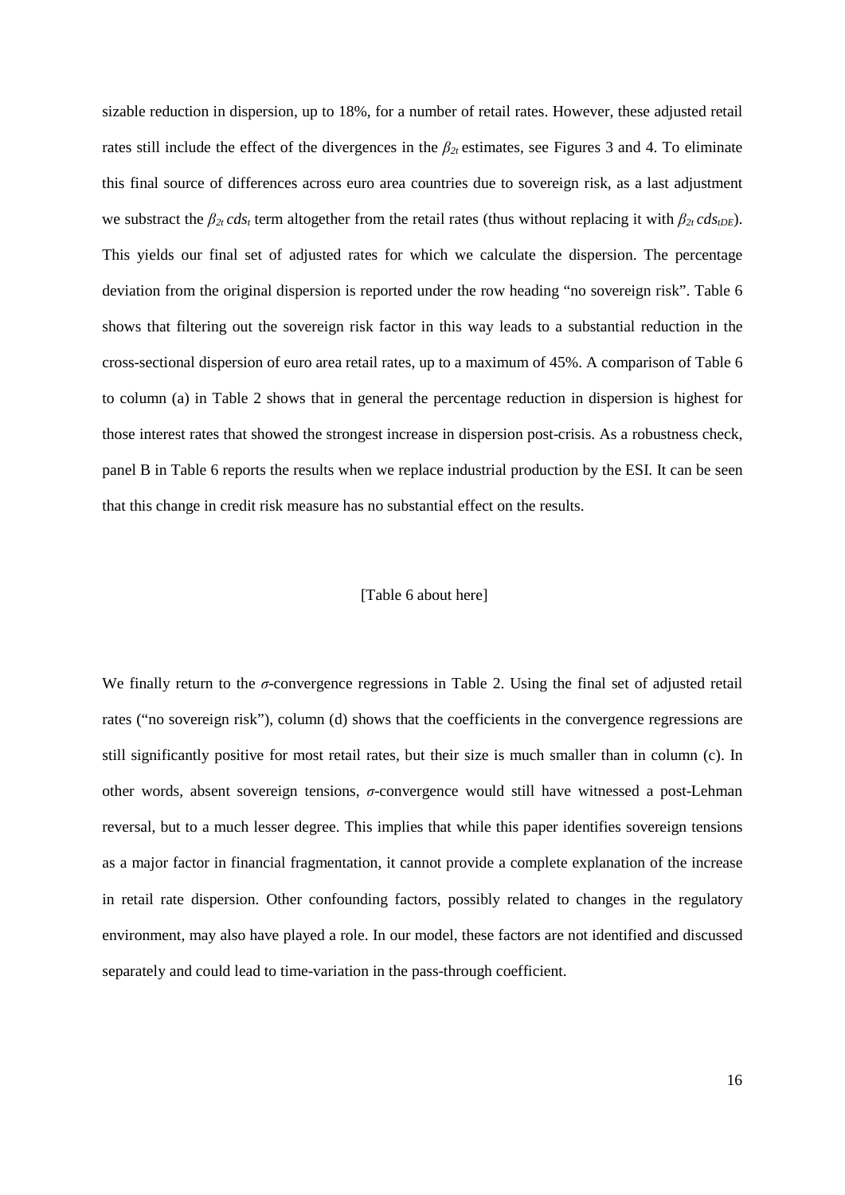sizable reduction in dispersion, up to 18%, for a number of retail rates. However, these adjusted retail rates still include the effect of the divergences in the $\beta_{2t}$ estimates, see Figures 3 and 4. To eliminate this final source of differences across euro area countries due to sovereign risk, as a last adjustment we substract the $\beta_{2t}\, cds_t$ term altogether from the retail rates (thus without replacing it with $\beta_{2t}\, cds_{tDE}$). This yields our final set of adjusted rates for which we calculate the dispersion. The percentage deviation from the original dispersion is reported under the row heading "no sovereign risk". Table 6 shows that filtering out the sovereign risk factor in this way leads to a substantial reduction in the cross-sectional dispersion of euro area retail rates, up to a maximum of 45%. A comparison of Table 6 to column (a) in Table 2 shows that in general the percentage reduction in dispersion is highest for those interest rates that showed the strongest increase in dispersion post-crisis. As a robustness check, panel B in Table 6 reports the results when we replace industrial production by the ESI. It can be seen that this change in credit risk measure has no substantial effect on the results.

[Table 6 about here]

We finally return to the $\sigma$-convergence regressions in Table 2. Using the final set of adjusted retail rates ("no sovereign risk"), column (d) shows that the coefficients in the convergence regressions are still significantly positive for most retail rates, but their size is much smaller than in column (c). In other words, absent sovereign tensions, $\sigma$-convergence would still have witnessed a post-Lehman reversal, but to a much lesser degree. This implies that while this paper identifies sovereign tensions as a major factor in financial fragmentation, it cannot provide a complete explanation of the increase in retail rate dispersion. Other confounding factors, possibly related to changes in the regulatory environment, may also have played a role. In our model, these factors are not identified and discussed separately and could lead to time-variation in the pass-through coefficient.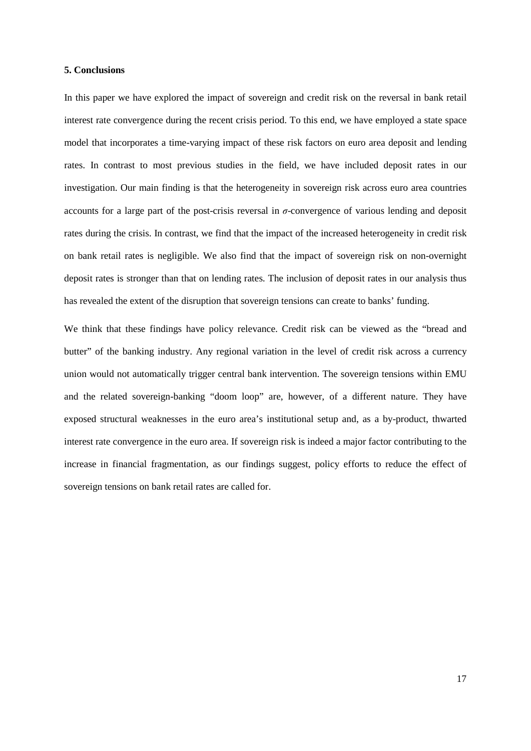**5. Conclusions**

In this paper we have explored the impact of sovereign and credit risk on the reversal in bank retail interest rate convergence during the recent crisis period. To this end, we have employed a state space model that incorporates a time-varying impact of these risk factors on euro area deposit and lending rates. In contrast to most previous studies in the field, we have included deposit rates in our investigation. Our main finding is that the heterogeneity in sovereign risk across euro area countries accounts for a large part of the post-crisis reversal in $\sigma$-convergence of various lending and deposit rates during the crisis. In contrast, we find that the impact of the increased heterogeneity in credit risk on bank retail rates is negligible. We also find that the impact of sovereign risk on non-overnight deposit rates is stronger than that on lending rates. The inclusion of deposit rates in our analysis thus has revealed the extent of the disruption that sovereign tensions can create to banks' funding.

We think that these findings have policy relevance. Credit risk can be viewed as the "bread and butter" of the banking industry. Any regional variation in the level of credit risk across a currency union would not automatically trigger central bank intervention. The sovereign tensions within EMU and the related sovereign-banking "doom loop" are, however, of a different nature. They have exposed structural weaknesses in the euro area's institutional setup and, as a by-product, thwarted interest rate convergence in the euro area. If sovereign risk is indeed a major factor contributing to the increase in financial fragmentation, as our findings suggest, policy efforts to reduce the effect of sovereign tensions on bank retail rates are called for.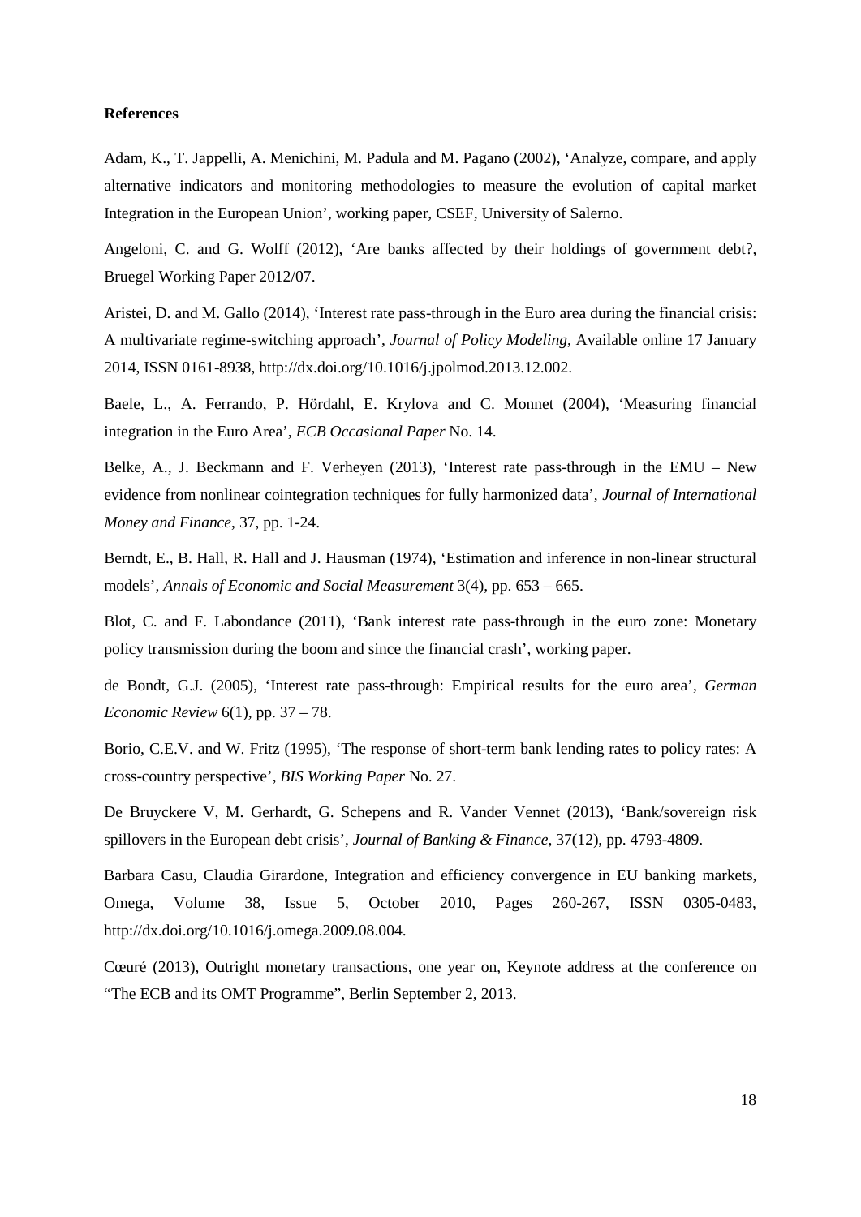**References**

Adam, K., T. Jappelli, A. Menichini, M. Padula and M. Pagano (2002), 'Analyze, compare, and apply alternative indicators and monitoring methodologies to measure the evolution of capital market Integration in the European Union', working paper, CSEF, University of Salerno.

Angeloni, C. and G. Wolff (2012), 'Are banks affected by their holdings of government debt?, Bruegel Working Paper 2012/07.

Aristei, D. and M. Gallo (2014), 'Interest rate pass-through in the Euro area during the financial crisis: A multivariate regime-switching approach', *Journal of Policy Modeling*, Available online 17 January 2014, ISSN 0161-8938, http://dx.doi.org/10.1016/j.jpolmod.2013.12.002.

Baele, L., A. Ferrando, P. Hördahl, E. Krylova and C. Monnet (2004), 'Measuring financial integration in the Euro Area', *ECB Occasional Paper* No. 14.

Belke, A., J. Beckmann and F. Verheyen (2013), 'Interest rate pass-through in the EMU – New evidence from nonlinear cointegration techniques for fully harmonized data', *Journal of International Money and Finance*, 37, pp. 1-24.

Berndt, E., B. Hall, R. Hall and J. Hausman (1974), 'Estimation and inference in non-linear structural models', *Annals of Economic and Social Measurement* 3(4), pp. 653 – 665.

Blot, C. and F. Labondance (2011), 'Bank interest rate pass-through in the euro zone: Monetary policy transmission during the boom and since the financial crash', working paper.

de Bondt, G.J. (2005), 'Interest rate pass-through: Empirical results for the euro area', *German Economic Review* 6(1), pp. 37 – 78.

Borio, C.E.V. and W. Fritz (1995), 'The response of short-term bank lending rates to policy rates: A cross-country perspective', *BIS Working Paper* No. 27.

De Bruyckere V, M. Gerhardt, G. Schepens and R. Vander Vennet (2013), 'Bank/sovereign risk spillovers in the European debt crisis', *Journal of Banking & Finance*, 37(12), pp. 4793-4809.

Barbara Casu, Claudia Girardone, Integration and efficiency convergence in EU banking markets, Omega, Volume 38, Issue 5, October 2010, Pages 260-267, ISSN 0305-0483, http://dx.doi.org/10.1016/j.omega.2009.08.004.

Cœuré (2013), Outright monetary transactions, one year on, Keynote address at the conference on "The ECB and its OMT Programme", Berlin September 2, 2013.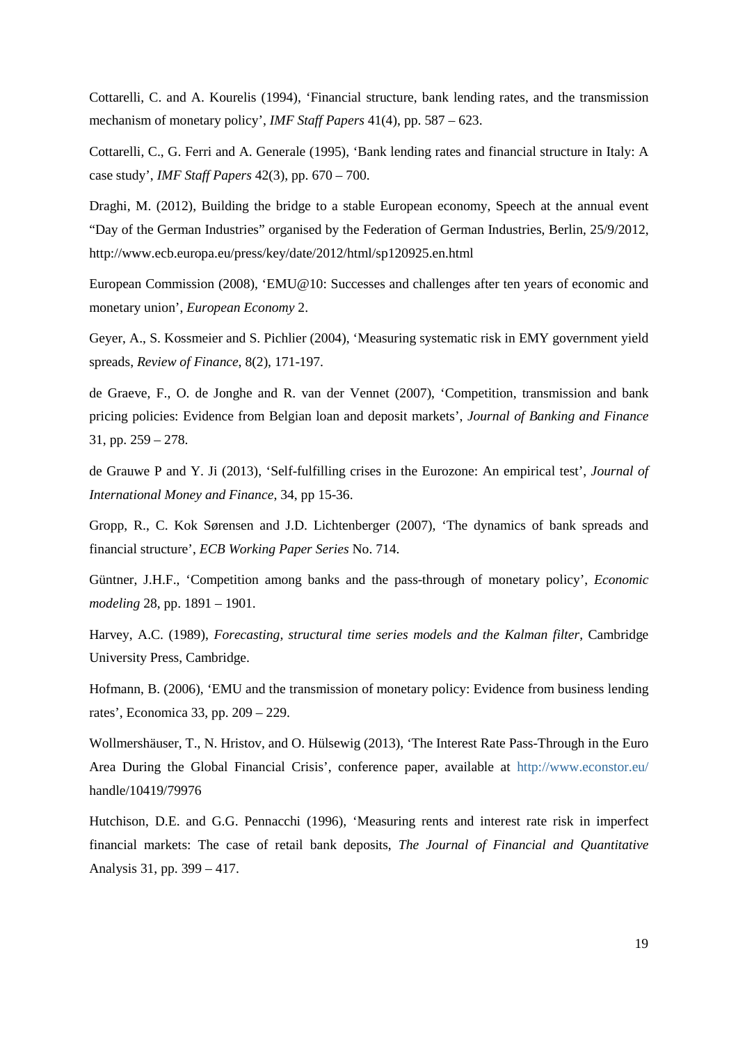Cottarelli, C. and A. Kourelis (1994), 'Financial structure, bank lending rates, and the transmission mechanism of monetary policy', *IMF Staff Papers* 41(4), pp. 587 – 623.

Cottarelli, C., G. Ferri and A. Generale (1995), 'Bank lending rates and financial structure in Italy: A case study', *IMF Staff Papers* 42(3), pp. 670 – 700.

Draghi, M. (2012), Building the bridge to a stable European economy, Speech at the annual event "Day of the German Industries" organised by the Federation of German Industries, Berlin, 25/9/2012, http://www.ecb.europa.eu/press/key/date/2012/html/sp120925.en.html

European Commission (2008), 'EMU@10: Successes and challenges after ten years of economic and monetary union', *European Economy* 2.

Geyer, A., S. Kossmeier and S. Pichlier (2004), 'Measuring systematic risk in EMY government yield spreads, *Review of Finance*, 8(2), 171-197.

de Graeve, F., O. de Jonghe and R. van der Vennet (2007), 'Competition, transmission and bank pricing policies: Evidence from Belgian loan and deposit markets', *Journal of Banking and Finance* 31, pp. 259 – 278.

de Grauwe P and Y. Ji (2013), 'Self-fulfilling crises in the Eurozone: An empirical test', *Journal of International Money and Finance*, 34, pp 15-36.

Gropp, R., C. Kok Sørensen and J.D. Lichtenberger (2007), 'The dynamics of bank spreads and financial structure', *ECB Working Paper Series* No. 714.

Güntner, J.H.F., 'Competition among banks and the pass-through of monetary policy', *Economic modeling* 28, pp. 1891 – 1901.

Harvey, A.C. (1989), *Forecasting, structural time series models and the Kalman filter*, Cambridge University Press, Cambridge.

Hofmann, B. (2006), 'EMU and the transmission of monetary policy: Evidence from business lending rates', Economica 33, pp. 209 – 229.

Wollmershäuser, T., N. Hristov, and O. Hülsewig (2013), 'The Interest Rate Pass-Through in the Euro Area During the Global Financial Crisis', conference paper, available at http://www.econstor.eu/handle/10419/79976

Hutchison, D.E. and G.G. Pennacchi (1996), 'Measuring rents and interest rate risk in imperfect financial markets: The case of retail bank deposits, *The Journal of Financial and Quantitative* Analysis 31, pp. 399 – 417.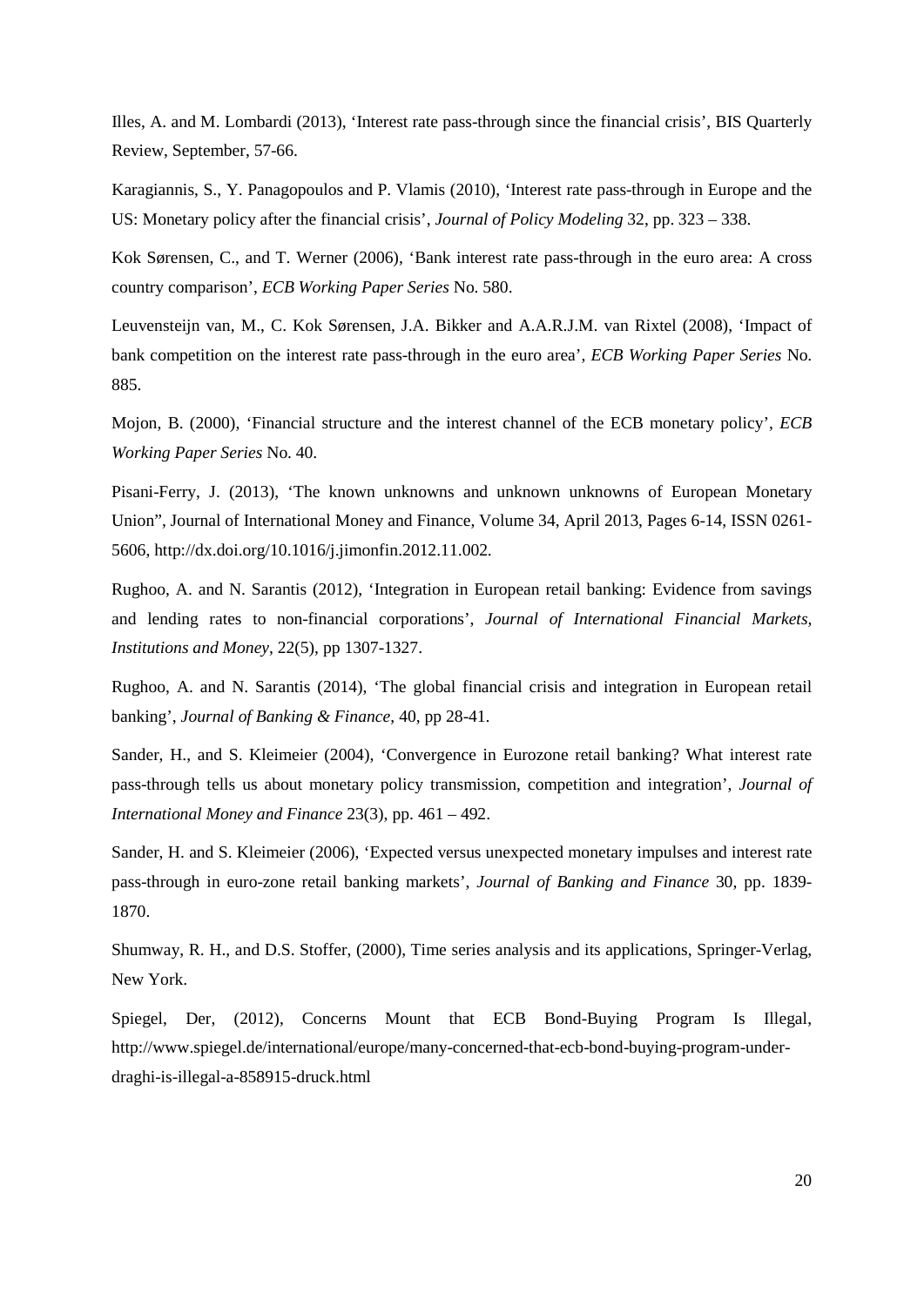Illes, A. and M. Lombardi (2013), 'Interest rate pass-through since the financial crisis', BIS Quarterly Review, September, 57-66.

Karagiannis, S., Y. Panagopoulos and P. Vlamis (2010), 'Interest rate pass-through in Europe and the US: Monetary policy after the financial crisis', *Journal of Policy Modeling* 32, pp. 323 – 338.

Kok Sørensen, C., and T. Werner (2006), 'Bank interest rate pass-through in the euro area: A cross country comparison', *ECB Working Paper Series* No. 580.

Leuvensteijn van, M., C. Kok Sørensen, J.A. Bikker and A.A.R.J.M. van Rixtel (2008), 'Impact of bank competition on the interest rate pass-through in the euro area', *ECB Working Paper Series* No. 885.

Mojon, B. (2000), 'Financial structure and the interest channel of the ECB monetary policy', *ECB Working Paper Series* No. 40.

Pisani-Ferry, J. (2013), 'The known unknowns and unknown unknowns of European Monetary Union", Journal of International Money and Finance, Volume 34, April 2013, Pages 6-14, ISSN 0261-5606, http://dx.doi.org/10.1016/j.jimonfin.2012.11.002.

Rughoo, A. and N. Sarantis (2012), 'Integration in European retail banking: Evidence from savings and lending rates to non-financial corporations', *Journal of International Financial Markets, Institutions and Money*, 22(5), pp 1307-1327.

Rughoo, A. and N. Sarantis (2014), 'The global financial crisis and integration in European retail banking', *Journal of Banking & Finance*, 40, pp 28-41.

Sander, H., and S. Kleimeier (2004), 'Convergence in Eurozone retail banking? What interest rate pass-through tells us about monetary policy transmission, competition and integration', *Journal of International Money and Finance* 23(3), pp. 461 – 492.

Sander, H. and S. Kleimeier (2006), 'Expected versus unexpected monetary impulses and interest rate pass-through in euro-zone retail banking markets', *Journal of Banking and Finance* 30, pp. 1839-1870.

Shumway, R. H., and D.S. Stoffer, (2000), Time series analysis and its applications, Springer-Verlag, New York.

Spiegel, Der, (2012), Concerns Mount that ECB Bond-Buying Program Is Illegal, http://www.spiegel.de/international/europe/many-concerned-that-ecb-bond-buying-program-under-draghi-is-illegal-a-858915-druck.html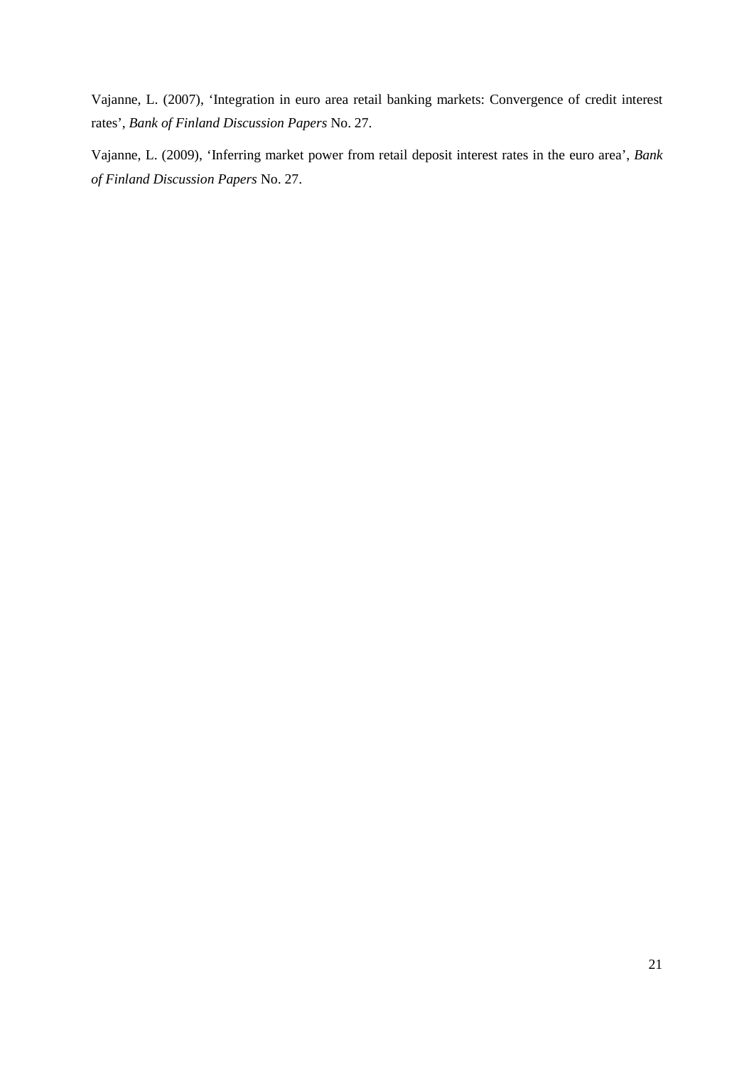Vajanne, L. (2007), ‘Integration in euro area retail banking markets: Convergence of credit interest rates’, *Bank of Finland Discussion Papers* No. 27.

Vajanne, L. (2009), ‘Inferring market power from retail deposit interest rates in the euro area’, *Bank of Finland Discussion Papers* No. 27.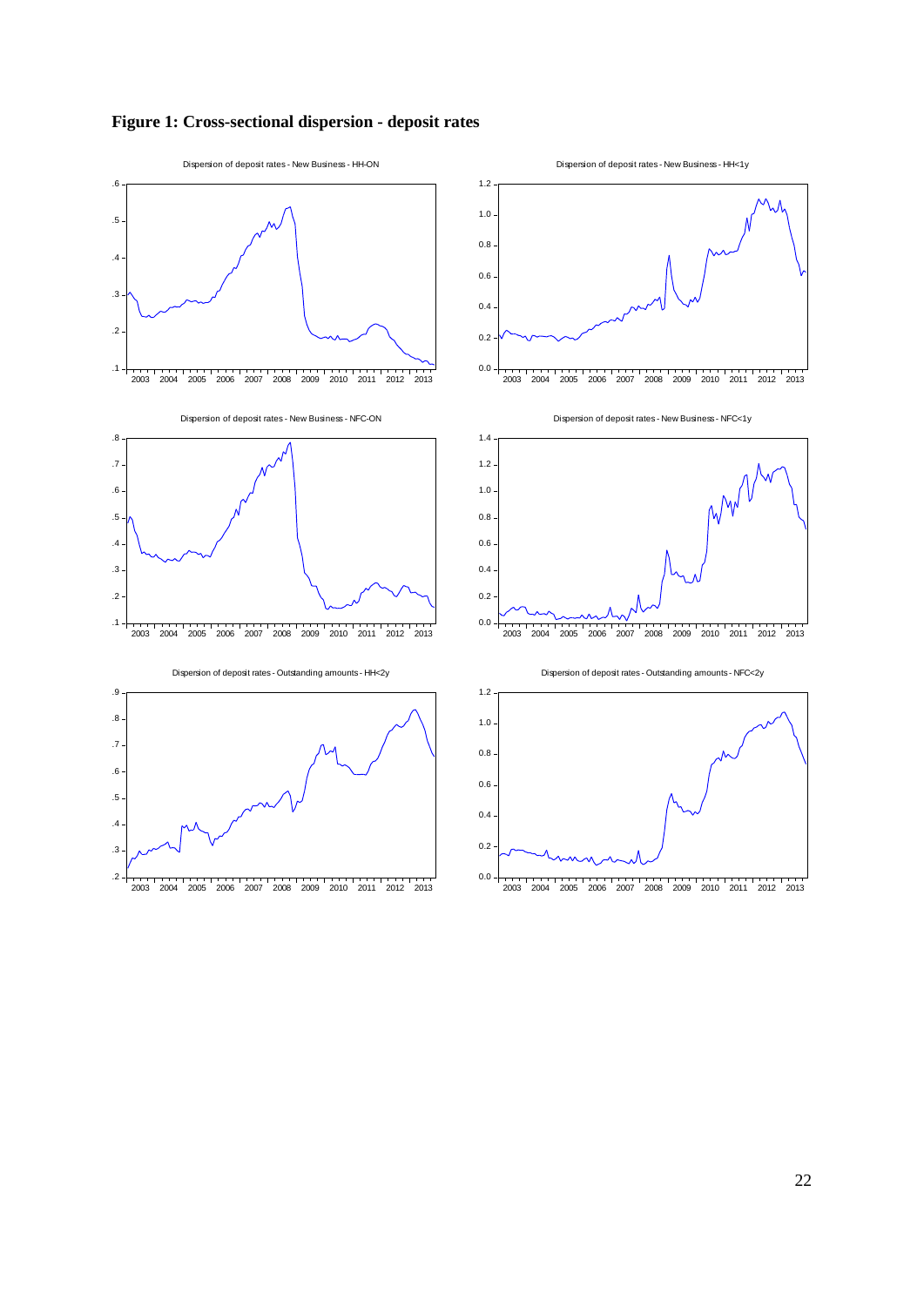**Figure 1: Cross-sectional dispersion - deposit rates**

Dispersion of deposit rates - New Business - HH-ON

Dispersion of deposit rates - New Business - HH<1y

Dispersion of deposit rates - New Business - NFC-ON

Dispersion of deposit rates - New Business - NFC<1y

Dispersion of deposit rates - Outstanding amounts - HH<2y

Dispersion of deposit rates - Outstanding amounts - NFC<2y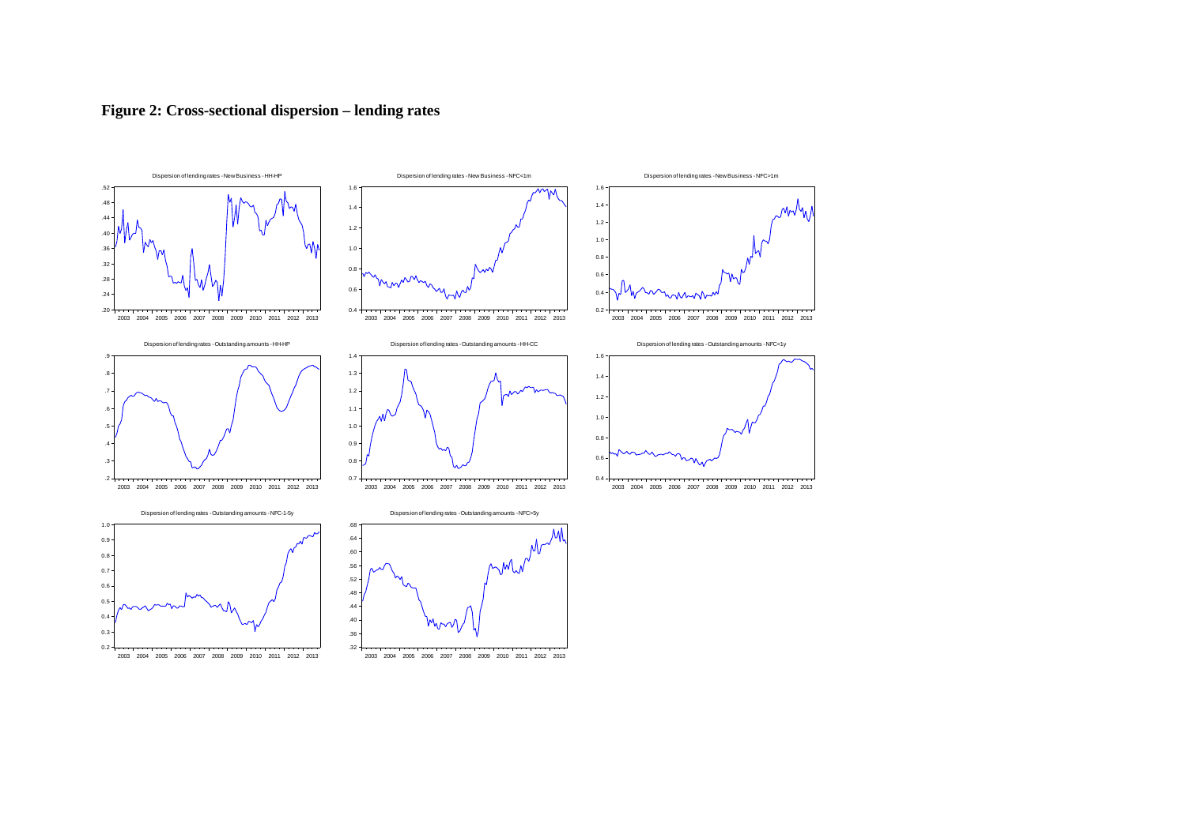**Figure 2: Cross-sectional dispersion – lending rates**

Dispersion of lending rates - New Business - HH-HP

Dispersion of lending rates - New Business - NFC<1m

Dispersion of lending rates - New Business - NFC>1m

Dispersion of lending rates - Outstanding amounts - HH-HP

Dispersion of lending rates - Outstanding amounts - HH-CC

Dispersion of lending rates - Outstanding amounts - NFC<1y

Dispersion of lending rates - Outstanding amounts - NFC-1-5y

Dispersion of lending rates - Outstanding amounts - NFC>5y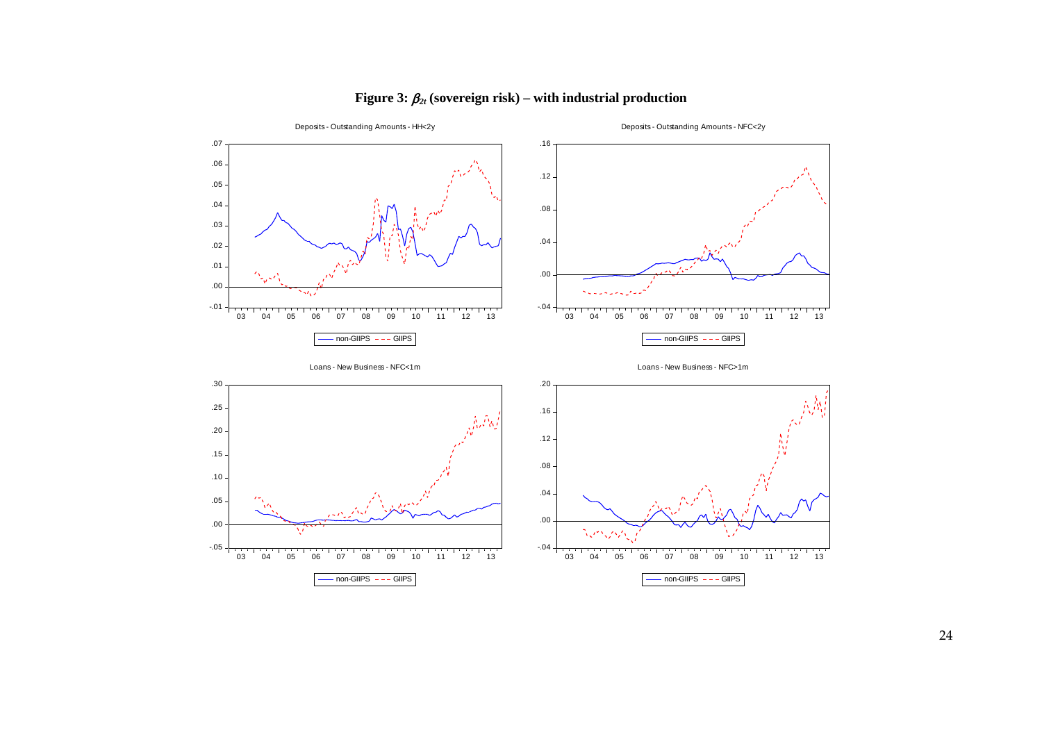**Figure 3: $\beta_{2t}$ (sovereign risk) – with industrial production**

Deposits - Outstanding Amounts - HH<2y

Deposits - Outstanding Amounts - NFC<2y

Loans - New Business - NFC<1m

Loans - New Business - NFC>1m

— non-GIIPS - - - GIIPS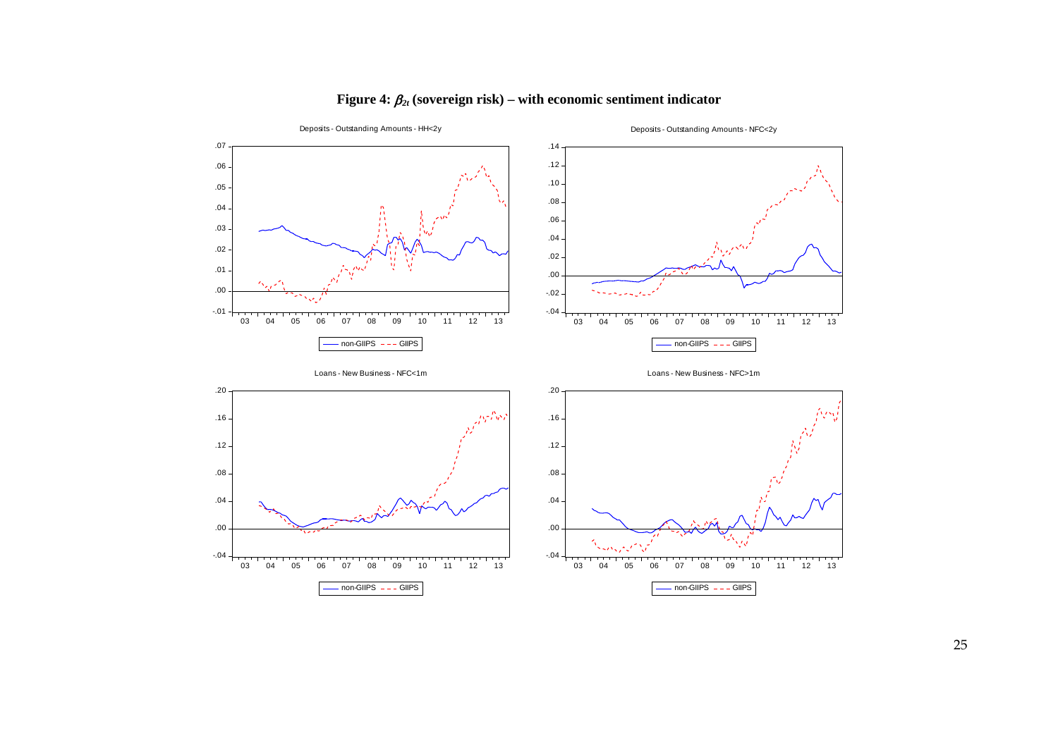**Figure 4: $\beta_{2t}$ (sovereign risk) – with economic sentiment indicator**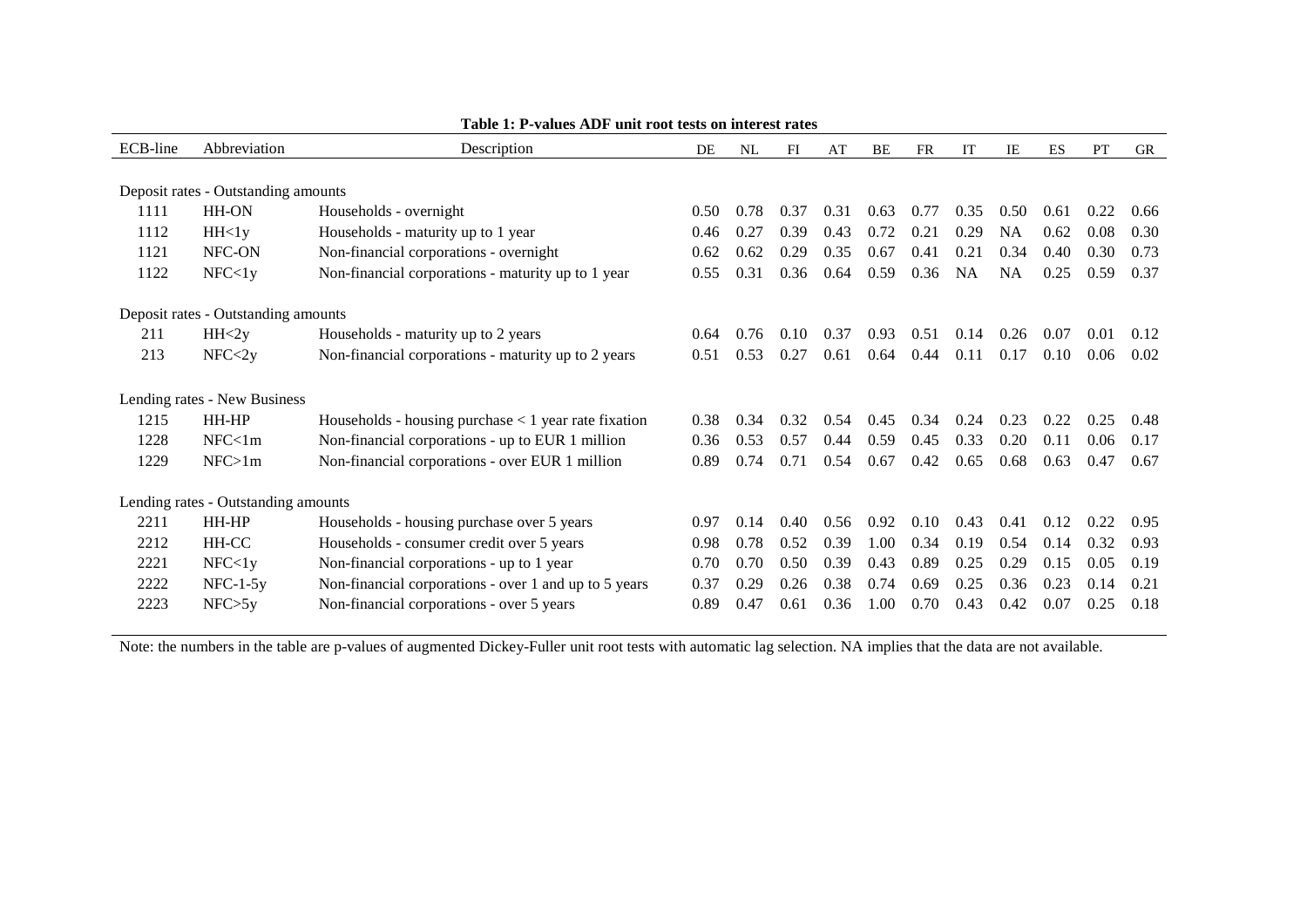**Table 1: P-values ADF unit root tests on interest rates**

| ECB-line | Abbreviation | Description | DE | NL | FI | AT | BE | FR | IT | IE | ES | PT | GR |
|---|---|---|---|---|---|---|---|---|---|---|---|---|---|
| Deposit rates - Outstanding amounts | | | | | | | | | | | | | |
| 1111 | HH-ON | Households - overnight | 0.50 | 0.78 | 0.37 | 0.31 | 0.63 | 0.77 | 0.35 | 0.50 | 0.61 | 0.22 | 0.66 |
| 1112 | HH<1y | Households - maturity up to 1 year | 0.46 | 0.27 | 0.39 | 0.43 | 0.72 | 0.21 | 0.29 | NA | 0.62 | 0.08 | 0.30 |
| 1121 | NFC-ON | Non-financial corporations - overnight | 0.62 | 0.62 | 0.29 | 0.35 | 0.67 | 0.41 | 0.21 | 0.34 | 0.40 | 0.30 | 0.73 |
| 1122 | NFC<1y | Non-financial corporations - maturity up to 1 year | 0.55 | 0.31 | 0.36 | 0.64 | 0.59 | 0.36 | NA | NA | 0.25 | 0.59 | 0.37 |
| Deposit rates - Outstanding amounts | | | | | | | | | | | | | |
| 211 | HH<2y | Households - maturity up to 2 years | 0.64 | 0.76 | 0.10 | 0.37 | 0.93 | 0.51 | 0.14 | 0.26 | 0.07 | 0.01 | 0.12 |
| 213 | NFC<2y | Non-financial corporations - maturity up to 2 years | 0.51 | 0.53 | 0.27 | 0.61 | 0.64 | 0.44 | 0.11 | 0.17 | 0.10 | 0.06 | 0.02 |
| Lending rates - New Business | | | | | | | | | | | | | |
| 1215 | HH-HP | Households - housing purchase < 1 year rate fixation | 0.38 | 0.34 | 0.32 | 0.54 | 0.45 | 0.34 | 0.24 | 0.23 | 0.22 | 0.25 | 0.48 |
| 1228 | NFC<1m | Non-financial corporations - up to EUR 1 million | 0.36 | 0.53 | 0.57 | 0.44 | 0.59 | 0.45 | 0.33 | 0.20 | 0.11 | 0.06 | 0.17 |
| 1229 | NFC>1m | Non-financial corporations - over EUR 1 million | 0.89 | 0.74 | 0.71 | 0.54 | 0.67 | 0.42 | 0.65 | 0.68 | 0.63 | 0.47 | 0.67 |
| Lending rates - Outstanding amounts | | | | | | | | | | | | | |
| 2211 | HH-HP | Households - housing purchase over 5 years | 0.97 | 0.14 | 0.40 | 0.56 | 0.92 | 0.10 | 0.43 | 0.41 | 0.12 | 0.22 | 0.95 |
| 2212 | HH-CC | Households - consumer credit over 5 years | 0.98 | 0.78 | 0.52 | 0.39 | 1.00 | 0.34 | 0.19 | 0.54 | 0.14 | 0.32 | 0.93 |
| 2221 | NFC<1y | Non-financial corporations - up to 1 year | 0.70 | 0.70 | 0.50 | 0.39 | 0.43 | 0.89 | 0.25 | 0.29 | 0.15 | 0.05 | 0.19 |
| 2222 | NFC-1-5y | Non-financial corporations - over 1 and up to 5 years | 0.37 | 0.29 | 0.26 | 0.38 | 0.74 | 0.69 | 0.25 | 0.36 | 0.23 | 0.14 | 0.21 |
| 2223 | NFC>5y | Non-financial corporations - over 5 years | 0.89 | 0.47 | 0.61 | 0.36 | 1.00 | 0.70 | 0.43 | 0.42 | 0.07 | 0.25 | 0.18 |

Note: the numbers in the table are p-values of augmented Dickey-Fuller unit root tests with automatic lag selection. NA implies that the data are not available.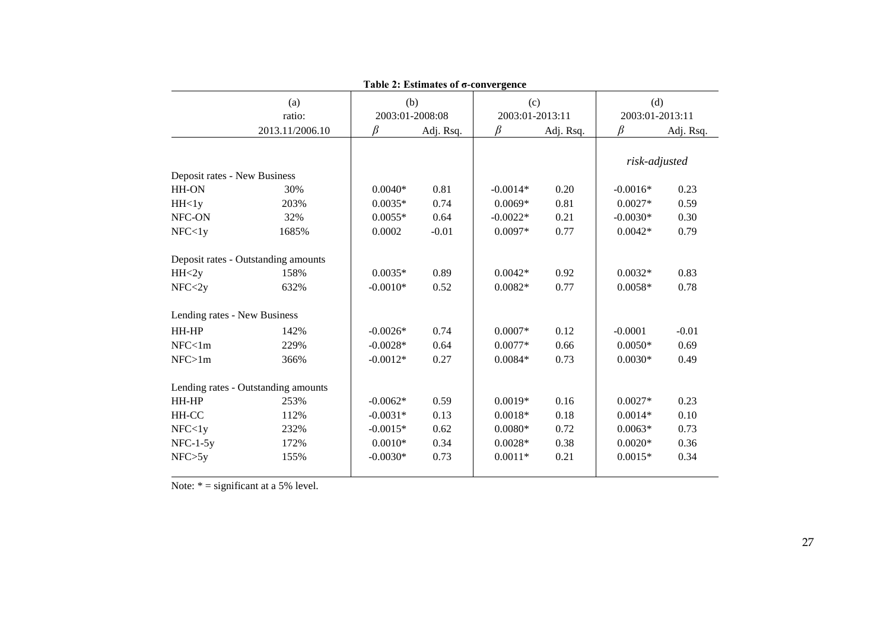**Table 2: Estimates of σ-convergence**

| | (a) | (b) | | (c) | | (d) | |
|---|---|---|---|---|---|---|---|
| | ratio: | 2003:01-2008:08 | | 2003:01-2013:11 | | 2003:01-2013:11 | |
| | 2013.11/2006.10 | $\beta$ | Adj. Rsq. | $\beta$ | Adj. Rsq. | $\beta$ | Adj. Rsq. |
| | | | | | | *risk-adjusted* | |
| Deposit rates - New Business | | | | | | | |
| HH-ON | 30% | 0.0040* | 0.81 | -0.0014* | 0.20 | -0.0016* | 0.23 |
| HH<1y | 203% | 0.0035* | 0.74 | 0.0069* | 0.81 | 0.0027* | 0.59 |
| NFC-ON | 32% | 0.0055* | 0.64 | -0.0022* | 0.21 | -0.0030* | 0.30 |
| NFC<1y | 1685% | 0.0002 | -0.01 | 0.0097* | 0.77 | 0.0042* | 0.79 |
| Deposit rates - Outstanding amounts | | | | | | | |
| HH<2y | 158% | 0.0035* | 0.89 | 0.0042* | 0.92 | 0.0032* | 0.83 |
| NFC<2y | 632% | -0.0010* | 0.52 | 0.0082* | 0.77 | 0.0058* | 0.78 |
| Lending rates - New Business | | | | | | | |
| HH-HP | 142% | -0.0026* | 0.74 | 0.0007* | 0.12 | -0.0001 | -0.01 |
| NFC<1m | 229% | -0.0028* | 0.64 | 0.0077* | 0.66 | 0.0050* | 0.69 |
| NFC>1m | 366% | -0.0012* | 0.27 | 0.0084* | 0.73 | 0.0030* | 0.49 |
| Lending rates - Outstanding amounts | | | | | | | |
| HH-HP | 253% | -0.0062* | 0.59 | 0.0019* | 0.16 | 0.0027* | 0.23 |
| HH-CC | 112% | -0.0031* | 0.13 | 0.0018* | 0.18 | 0.0014* | 0.10 |
| NFC<1y | 232% | -0.0015* | 0.62 | 0.0080* | 0.72 | 0.0063* | 0.73 |
| NFC-1-5y | 172% | 0.0010* | 0.34 | 0.0028* | 0.38 | 0.0020* | 0.36 |
| NFC>5y | 155% | -0.0030* | 0.73 | 0.0011* | 0.21 | 0.0015* | 0.34 |

Note: * = significant at a 5% level.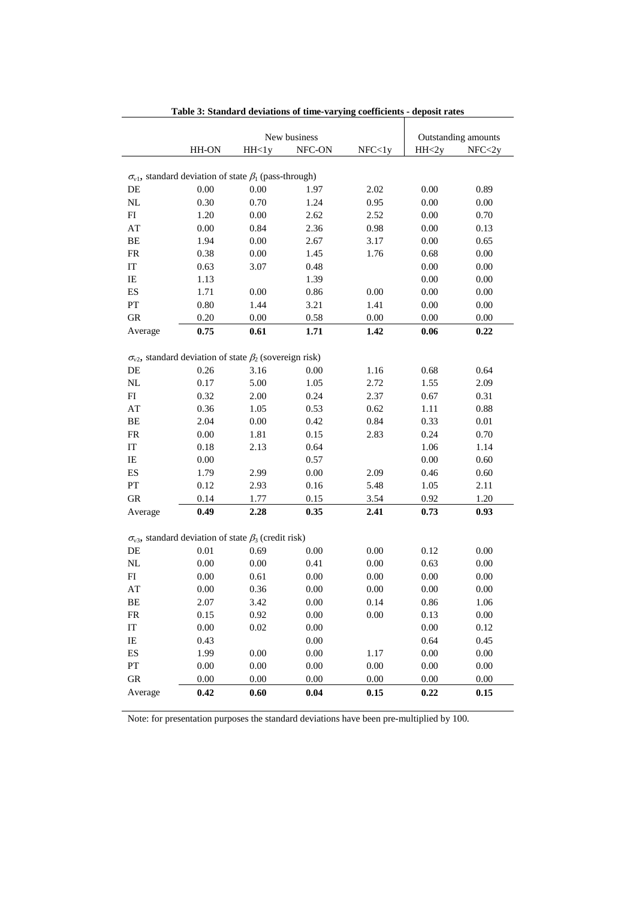**Table 3: Standard deviations of time-varying coefficients - deposit rates**

| | New business | | | | Outstanding amounts | |
|---|---|---|---|---|---|---|
| | HH-ON | HH<1y | NFC-ON | NFC<1y | HH<2y | NFC<2y |
| $\sigma_{v1}$, standard deviation of state $\beta_1$ (pass-through) | | | | | | |
| DE | 0.00 | 0.00 | 1.97 | 2.02 | 0.00 | 0.89 |
| NL | 0.30 | 0.70 | 1.24 | 0.95 | 0.00 | 0.00 |
| FI | 1.20 | 0.00 | 2.62 | 2.52 | 0.00 | 0.70 |
| AT | 0.00 | 0.84 | 2.36 | 0.98 | 0.00 | 0.13 |
| BE | 1.94 | 0.00 | 2.67 | 3.17 | 0.00 | 0.65 |
| FR | 0.38 | 0.00 | 1.45 | 1.76 | 0.68 | 0.00 |
| IT | 0.63 | 3.07 | 0.48 | | 0.00 | 0.00 |
| IE | 1.13 | | 1.39 | | 0.00 | 0.00 |
| ES | 1.71 | 0.00 | 0.86 | 0.00 | 0.00 | 0.00 |
| PT | 0.80 | 1.44 | 3.21 | 1.41 | 0.00 | 0.00 |
| GR | 0.20 | 0.00 | 0.58 | 0.00 | 0.00 | 0.00 |
| Average | **0.75** | **0.61** | **1.71** | **1.42** | **0.06** | **0.22** |
| $\sigma_{v2}$, standard deviation of state $\beta_2$ (sovereign risk) | | | | | | |
| DE | 0.26 | 3.16 | 0.00 | 1.16 | 0.68 | 0.64 |
| NL | 0.17 | 5.00 | 1.05 | 2.72 | 1.55 | 2.09 |
| FI | 0.32 | 2.00 | 0.24 | 2.37 | 0.67 | 0.31 |
| AT | 0.36 | 1.05 | 0.53 | 0.62 | 1.11 | 0.88 |
| BE | 2.04 | 0.00 | 0.42 | 0.84 | 0.33 | 0.01 |
| FR | 0.00 | 1.81 | 0.15 | 2.83 | 0.24 | 0.70 |
| IT | 0.18 | 2.13 | 0.64 | | 1.06 | 1.14 |
| IE | 0.00 | | 0.57 | | 0.00 | 0.60 |
| ES | 1.79 | 2.99 | 0.00 | 2.09 | 0.46 | 0.60 |
| PT | 0.12 | 2.93 | 0.16 | 5.48 | 1.05 | 2.11 |
| GR | 0.14 | 1.77 | 0.15 | 3.54 | 0.92 | 1.20 |
| Average | **0.49** | **2.28** | **0.35** | **2.41** | **0.73** | **0.93** |
| $\sigma_{v3}$, standard deviation of state $\beta_3$ (credit risk) | | | | | | |
| DE | 0.01 | 0.69 | 0.00 | 0.00 | 0.12 | 0.00 |
| NL | 0.00 | 0.00 | 0.41 | 0.00 | 0.63 | 0.00 |
| FI | 0.00 | 0.61 | 0.00 | 0.00 | 0.00 | 0.00 |
| AT | 0.00 | 0.36 | 0.00 | 0.00 | 0.00 | 0.00 |
| BE | 2.07 | 3.42 | 0.00 | 0.14 | 0.86 | 1.06 |
| FR | 0.15 | 0.92 | 0.00 | 0.00 | 0.13 | 0.00 |
| IT | 0.00 | 0.02 | 0.00 | | 0.00 | 0.12 |
| IE | 0.43 | | 0.00 | | 0.64 | 0.45 |
| ES | 1.99 | 0.00 | 0.00 | 1.17 | 0.00 | 0.00 |
| PT | 0.00 | 0.00 | 0.00 | 0.00 | 0.00 | 0.00 |
| GR | 0.00 | 0.00 | 0.00 | 0.00 | 0.00 | 0.00 |
| Average | **0.42** | **0.60** | **0.04** | **0.15** | **0.22** | **0.15** |

Note: for presentation purposes the standard deviations have been pre-multiplied by 100.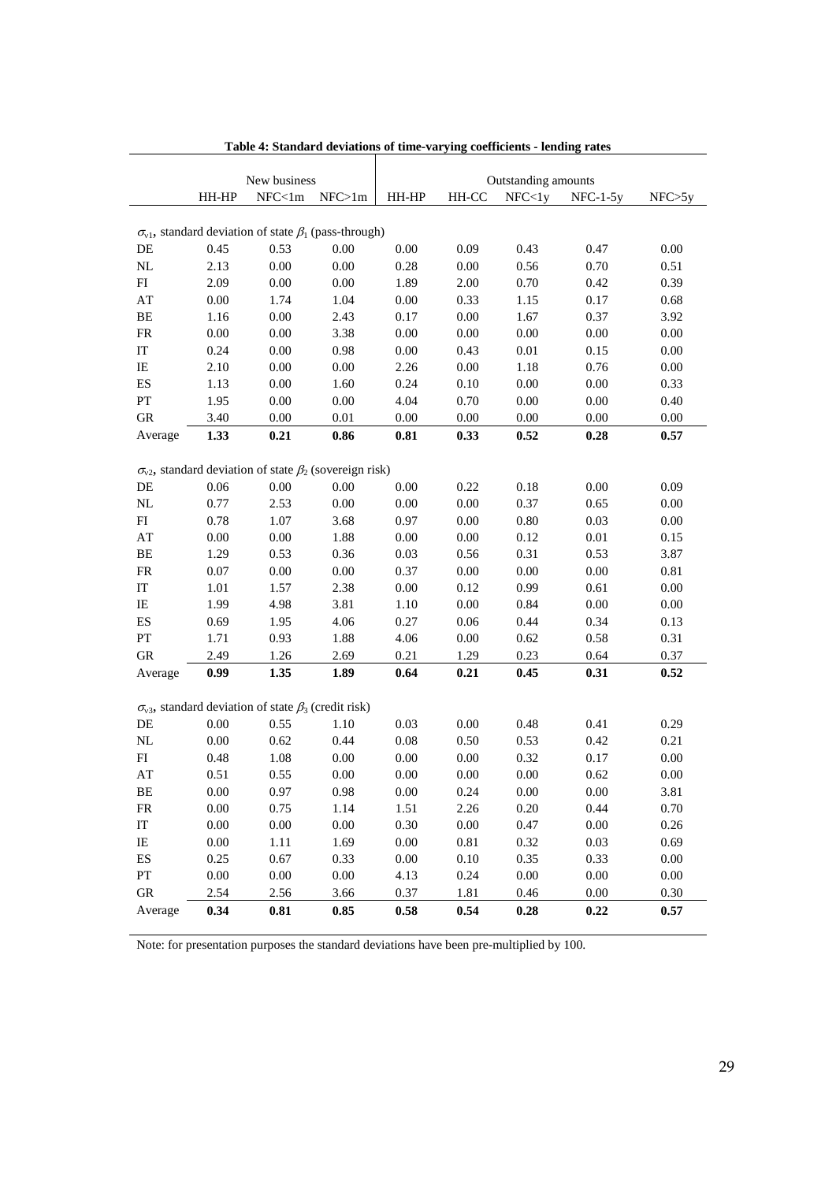**Table 4: Standard deviations of time-varying coefficients - lending rates**

| | New business | | | Outstanding amounts | | | | |
|---|---|---|---|---|---|---|---|---|
| | HH-HP | NFC<1m | NFC>1m | HH-HP | HH-CC | NFC<1y | NFC-1-5y | NFC>5y |
| $\sigma_{v1}$, standard deviation of state $\beta_1$ (pass-through) | | | | | | | | |
| DE | 0.45 | 0.53 | 0.00 | 0.00 | 0.09 | 0.43 | 0.47 | 0.00 |
| NL | 2.13 | 0.00 | 0.00 | 0.28 | 0.00 | 0.56 | 0.70 | 0.51 |
| FI | 2.09 | 0.00 | 0.00 | 1.89 | 2.00 | 0.70 | 0.42 | 0.39 |
| AT | 0.00 | 1.74 | 1.04 | 0.00 | 0.33 | 1.15 | 0.17 | 0.68 |
| BE | 1.16 | 0.00 | 2.43 | 0.17 | 0.00 | 1.67 | 0.37 | 3.92 |
| FR | 0.00 | 0.00 | 3.38 | 0.00 | 0.00 | 0.00 | 0.00 | 0.00 |
| IT | 0.24 | 0.00 | 0.98 | 0.00 | 0.43 | 0.01 | 0.15 | 0.00 |
| IE | 2.10 | 0.00 | 0.00 | 2.26 | 0.00 | 1.18 | 0.76 | 0.00 |
| ES | 1.13 | 0.00 | 1.60 | 0.24 | 0.10 | 0.00 | 0.00 | 0.33 |
| PT | 1.95 | 0.00 | 0.00 | 4.04 | 0.70 | 0.00 | 0.00 | 0.40 |
| GR | 3.40 | 0.00 | 0.01 | 0.00 | 0.00 | 0.00 | 0.00 | 0.00 |
| Average | **1.33** | **0.21** | **0.86** | **0.81** | **0.33** | **0.52** | **0.28** | **0.57** |
| $\sigma_{v2}$, standard deviation of state $\beta_2$ (sovereign risk) | | | | | | | | |
| DE | 0.06 | 0.00 | 0.00 | 0.00 | 0.22 | 0.18 | 0.00 | 0.09 |
| NL | 0.77 | 2.53 | 0.00 | 0.00 | 0.00 | 0.37 | 0.65 | 0.00 |
| FI | 0.78 | 1.07 | 3.68 | 0.97 | 0.00 | 0.80 | 0.03 | 0.00 |
| AT | 0.00 | 0.00 | 1.88 | 0.00 | 0.00 | 0.12 | 0.01 | 0.15 |
| BE | 1.29 | 0.53 | 0.36 | 0.03 | 0.56 | 0.31 | 0.53 | 3.87 |
| FR | 0.07 | 0.00 | 0.00 | 0.37 | 0.00 | 0.00 | 0.00 | 0.81 |
| IT | 1.01 | 1.57 | 2.38 | 0.00 | 0.12 | 0.99 | 0.61 | 0.00 |
| IE | 1.99 | 4.98 | 3.81 | 1.10 | 0.00 | 0.84 | 0.00 | 0.00 |
| ES | 0.69 | 1.95 | 4.06 | 0.27 | 0.06 | 0.44 | 0.34 | 0.13 |
| PT | 1.71 | 0.93 | 1.88 | 4.06 | 0.00 | 0.62 | 0.58 | 0.31 |
| GR | 2.49 | 1.26 | 2.69 | 0.21 | 1.29 | 0.23 | 0.64 | 0.37 |
| Average | **0.99** | **1.35** | **1.89** | **0.64** | **0.21** | **0.45** | **0.31** | **0.52** |
| $\sigma_{v3}$, standard deviation of state $\beta_3$ (credit risk) | | | | | | | | |
| DE | 0.00 | 0.55 | 1.10 | 0.03 | 0.00 | 0.48 | 0.41 | 0.29 |
| NL | 0.00 | 0.62 | 0.44 | 0.08 | 0.50 | 0.53 | 0.42 | 0.21 |
| FI | 0.48 | 1.08 | 0.00 | 0.00 | 0.00 | 0.32 | 0.17 | 0.00 |
| AT | 0.51 | 0.55 | 0.00 | 0.00 | 0.00 | 0.00 | 0.62 | 0.00 |
| BE | 0.00 | 0.97 | 0.98 | 0.00 | 0.24 | 0.00 | 0.00 | 3.81 |
| FR | 0.00 | 0.75 | 1.14 | 1.51 | 2.26 | 0.20 | 0.44 | 0.70 |
| IT | 0.00 | 0.00 | 0.00 | 0.30 | 0.00 | 0.47 | 0.00 | 0.26 |
| IE | 0.00 | 1.11 | 1.69 | 0.00 | 0.81 | 0.32 | 0.03 | 0.69 |
| ES | 0.25 | 0.67 | 0.33 | 0.00 | 0.10 | 0.35 | 0.33 | 0.00 |
| PT | 0.00 | 0.00 | 0.00 | 4.13 | 0.24 | 0.00 | 0.00 | 0.00 |
| GR | 2.54 | 2.56 | 3.66 | 0.37 | 1.81 | 0.46 | 0.00 | 0.30 |
| Average | **0.34** | **0.81** | **0.85** | **0.58** | **0.54** | **0.28** | **0.22** | **0.57** |

Note: for presentation purposes the standard deviations have been pre-multiplied by 100.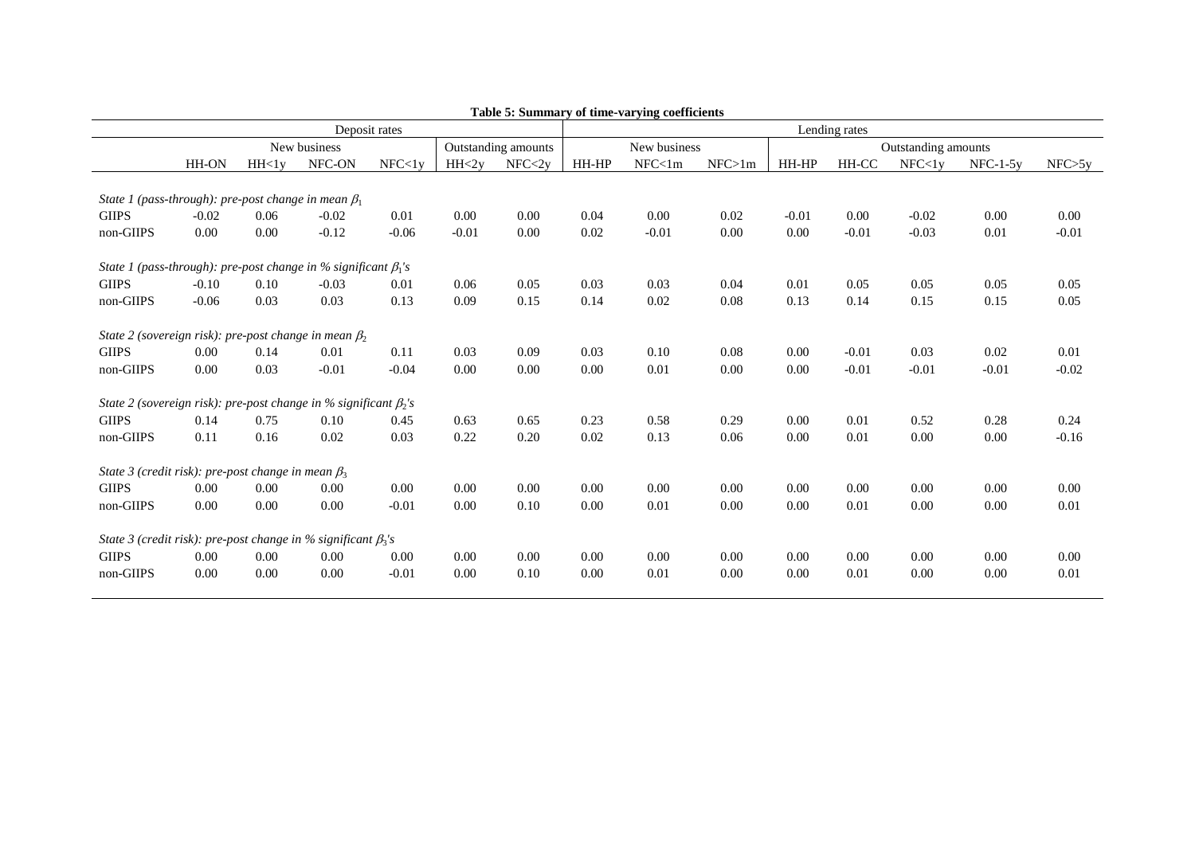**Table 5: Summary of time-varying coefficients**

| | Deposit rates | | | | | | Lending rates | | | | | | | |
|---|---|---|---|---|---|---|---|---|---|---|---|---|---|---|
| | New business | | | | Outstanding amounts | | New business | | | Outstanding amounts | | | | |
| | HH-ON | HH<1y | NFC-ON | NFC<1y | HH<2y | NFC<2y | HH-HP | NFC<1m | NFC>1m | HH-HP | HH-CC | NFC<1y | NFC-1-5y | NFC>5y |
| *State 1 (pass-through): pre-post change in mean $\beta_1$* | | | | | | | | | | | | | | |
| GIIPS | -0.02 | 0.06 | -0.02 | 0.01 | 0.00 | 0.00 | 0.04 | 0.00 | 0.02 | -0.01 | 0.00 | -0.02 | 0.00 | 0.00 |
| non-GIIPS | 0.00 | 0.00 | -0.12 | -0.06 | -0.01 | 0.00 | 0.02 | -0.01 | 0.00 | 0.00 | -0.01 | -0.03 | 0.01 | -0.01 |
| *State 1 (pass-through): pre-post change in % significant $\beta_1$'s* | | | | | | | | | | | | | | |
| GIIPS | -0.10 | 0.10 | -0.03 | 0.01 | 0.06 | 0.05 | 0.03 | 0.03 | 0.04 | 0.01 | 0.05 | 0.05 | 0.05 | 0.05 |
| non-GIIPS | -0.06 | 0.03 | 0.03 | 0.13 | 0.09 | 0.15 | 0.14 | 0.02 | 0.08 | 0.13 | 0.14 | 0.15 | 0.15 | 0.05 |
| *State 2 (sovereign risk): pre-post change in mean $\beta_2$* | | | | | | | | | | | | | | |
| GIIPS | 0.00 | 0.14 | 0.01 | 0.11 | 0.03 | 0.09 | 0.03 | 0.10 | 0.08 | 0.00 | -0.01 | 0.03 | 0.02 | 0.01 |
| non-GIIPS | 0.00 | 0.03 | -0.01 | -0.04 | 0.00 | 0.00 | 0.00 | 0.01 | 0.00 | 0.00 | -0.01 | -0.01 | -0.01 | -0.02 |
| *State 2 (sovereign risk): pre-post change in % significant $\beta_2$'s* | | | | | | | | | | | | | | |
| GIIPS | 0.14 | 0.75 | 0.10 | 0.45 | 0.63 | 0.65 | 0.23 | 0.58 | 0.29 | 0.00 | 0.01 | 0.52 | 0.28 | 0.24 |
| non-GIIPS | 0.11 | 0.16 | 0.02 | 0.03 | 0.22 | 0.20 | 0.02 | 0.13 | 0.06 | 0.00 | 0.01 | 0.00 | 0.00 | -0.16 |
| *State 3 (credit risk): pre-post change in mean $\beta_3$* | | | | | | | | | | | | | | |
| GIIPS | 0.00 | 0.00 | 0.00 | 0.00 | 0.00 | 0.00 | 0.00 | 0.00 | 0.00 | 0.00 | 0.00 | 0.00 | 0.00 | 0.00 |
| non-GIIPS | 0.00 | 0.00 | 0.00 | -0.01 | 0.00 | 0.10 | 0.00 | 0.01 | 0.00 | 0.00 | 0.01 | 0.00 | 0.00 | 0.01 |
| *State 3 (credit risk): pre-post change in % significant $\beta_3$'s* | | | | | | | | | | | | | | |
| GIIPS | 0.00 | 0.00 | 0.00 | 0.00 | 0.00 | 0.00 | 0.00 | 0.00 | 0.00 | 0.00 | 0.00 | 0.00 | 0.00 | 0.00 |
| non-GIIPS | 0.00 | 0.00 | 0.00 | -0.01 | 0.00 | 0.10 | 0.00 | 0.01 | 0.00 | 0.00 | 0.01 | 0.00 | 0.00 | 0.01 |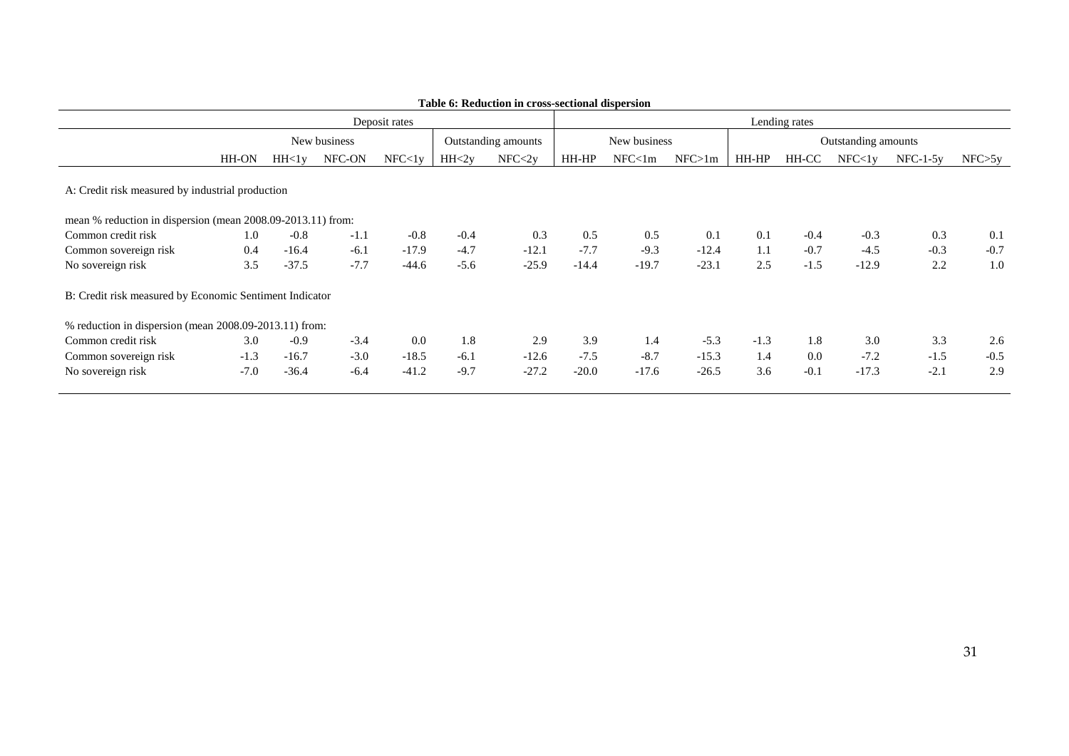**Table 6: Reduction in cross-sectional dispersion**

| | Deposit rates | | | | | | Lending rates | | | | | | | |
|---|---|---|---|---|---|---|---|---|---|---|---|---|---|---|
| | New business | | | | Outstanding amounts | | New business | | | Outstanding amounts | | | | |
| | HH-ON | HH<1y | NFC-ON | NFC<1y | HH<2y | NFC<2y | HH-HP | NFC<1m | NFC>1m | HH-HP | HH-CC | NFC<1y | NFC-1-5y | NFC>5y |
| A: Credit risk measured by industrial production | | | | | | | | | | | | | | |
| mean % reduction in dispersion (mean 2008.09-2013.11) from: | | | | | | | | | | | | | | |
| Common credit risk | 1.0 | -0.8 | -1.1 | -0.8 | -0.4 | 0.3 | 0.5 | 0.5 | 0.1 | 0.1 | -0.4 | -0.3 | 0.3 | 0.1 |
| Common sovereign risk | 0.4 | -16.4 | -6.1 | -17.9 | -4.7 | -12.1 | -7.7 | -9.3 | -12.4 | 1.1 | -0.7 | -4.5 | -0.3 | -0.7 |
| No sovereign risk | 3.5 | -37.5 | -7.7 | -44.6 | -5.6 | -25.9 | -14.4 | -19.7 | -23.1 | 2.5 | -1.5 | -12.9 | 2.2 | 1.0 |
| B: Credit risk measured by Economic Sentiment Indicator | | | | | | | | | | | | | | |
| % reduction in dispersion (mean 2008.09-2013.11) from: | | | | | | | | | | | | | | |
| Common credit risk | 3.0 | -0.9 | -3.4 | 0.0 | 1.8 | 2.9 | 3.9 | 1.4 | -5.3 | -1.3 | 1.8 | 3.0 | 3.3 | 2.6 |
| Common sovereign risk | -1.3 | -16.7 | -3.0 | -18.5 | -6.1 | -12.6 | -7.5 | -8.7 | -15.3 | 1.4 | 0.0 | -7.2 | -1.5 | -0.5 |
| No sovereign risk | -7.0 | -36.4 | -6.4 | -41.2 | -9.7 | -27.2 | -20.0 | -17.6 | -26.5 | 3.6 | -0.1 | -17.3 | -2.1 | 2.9 |